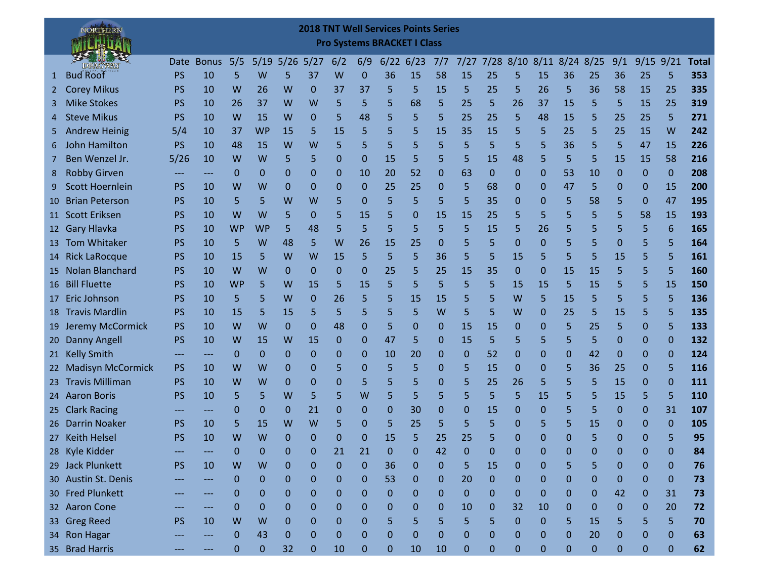## 2018 TNT Well Services Points Series
## Pro Systems BRACKET I Class

| | | Date | Bonus | 5/5 | 5/19 | 5/26 | 5/27 | 6/2 | 6/9 | 6/22 | 6/23 | 7/7 | 7/27 | 7/28 | 8/10 | 8/11 | 8/24 | 8/25 | 9/1 | 9/15 | 9/21 | Total |
|---|---|---|---|---|---|---|---|---|---|---|---|---|---|---|---|---|---|---|---|---|---|---|
| 1 | Bud Roof | PS | 10 | 5 | W | 5 | 37 | W | 0 | 36 | 15 | 58 | 15 | 25 | 5 | 15 | 36 | 25 | 36 | 25 | 5 | **353** |
| 2 | Corey Mikus | PS | 10 | W | 26 | W | 0 | 37 | 37 | 5 | 5 | 15 | 5 | 25 | 5 | 26 | 5 | 36 | 58 | 15 | 25 | **335** |
| 3 | Mike Stokes | PS | 10 | 26 | 37 | W | W | 5 | 5 | 5 | 68 | 5 | 25 | 5 | 26 | 37 | 15 | 5 | 5 | 15 | 25 | **319** |
| 4 | Steve Mikus | PS | 10 | W | 15 | W | 0 | 5 | 48 | 5 | 5 | 5 | 25 | 25 | 5 | 48 | 15 | 5 | 25 | 25 | 5 | **271** |
| 5 | Andrew Heinig | 5/4 | 10 | 37 | WP | 15 | 5 | 15 | 5 | 5 | 5 | 15 | 35 | 15 | 5 | 5 | 25 | 5 | 25 | 15 | W | **242** |
| 6 | John Hamilton | PS | 10 | 48 | 15 | W | W | 5 | 5 | 5 | 5 | 5 | 5 | 5 | 5 | 5 | 36 | 5 | 5 | 47 | 15 | **226** |
| 7 | Ben Wenzel Jr. | 5/26 | 10 | W | W | 5 | 5 | 0 | 0 | 15 | 5 | 5 | 5 | 15 | 48 | 5 | 5 | 5 | 15 | 15 | 58 | **216** |
| 8 | Robby Girven | --- | --- | 0 | 0 | 0 | 0 | 0 | 10 | 20 | 52 | 0 | 63 | 0 | 0 | 0 | 53 | 10 | 0 | 0 | 0 | **208** |
| 9 | Scott Hoernlein | PS | 10 | W | W | 0 | 0 | 0 | 0 | 25 | 25 | 0 | 5 | 68 | 0 | 0 | 47 | 5 | 0 | 0 | 15 | **200** |
| 10 | Brian Peterson | PS | 10 | 5 | 5 | W | W | 5 | 0 | 5 | 5 | 5 | 5 | 35 | 0 | 0 | 5 | 58 | 5 | 0 | 47 | **195** |
| 11 | Scott Eriksen | PS | 10 | W | W | 5 | 0 | 5 | 15 | 5 | 0 | 15 | 15 | 25 | 5 | 5 | 5 | 5 | 5 | 58 | 15 | **193** |
| 12 | Gary Hlavka | PS | 10 | WP | WP | 5 | 48 | 5 | 5 | 5 | 5 | 5 | 5 | 15 | 5 | 26 | 5 | 5 | 5 | 5 | 6 | **165** |
| 13 | Tom Whitaker | PS | 10 | 5 | W | 48 | 5 | W | 26 | 15 | 25 | 0 | 5 | 5 | 0 | 0 | 5 | 5 | 0 | 5 | 5 | **164** |
| 14 | Rick LaRocque | PS | 10 | 15 | 5 | W | W | 15 | 5 | 5 | 5 | 36 | 5 | 5 | 15 | 5 | 5 | 5 | 15 | 5 | 5 | **161** |
| 15 | Nolan Blanchard | PS | 10 | W | W | 0 | 0 | 0 | 0 | 25 | 5 | 25 | 15 | 35 | 0 | 0 | 15 | 15 | 5 | 5 | 5 | **160** |
| 16 | Bill Fluette | PS | 10 | WP | 5 | W | 15 | 5 | 15 | 5 | 5 | 5 | 5 | 5 | 15 | 15 | 5 | 15 | 5 | 5 | 15 | **150** |
| 17 | Eric Johnson | PS | 10 | 5 | 5 | W | 0 | 26 | 5 | 5 | 15 | 15 | 5 | 5 | W | 5 | 15 | 5 | 5 | 5 | 5 | **136** |
| 18 | Travis Mardlin | PS | 10 | 15 | 5 | 15 | 5 | 5 | 5 | 5 | 5 | W | 5 | 5 | W | 0 | 25 | 5 | 15 | 5 | 5 | **135** |
| 19 | Jeremy McCormick | PS | 10 | W | W | 0 | 0 | 48 | 0 | 5 | 0 | 0 | 15 | 15 | 0 | 0 | 5 | 25 | 5 | 0 | 5 | **133** |
| 20 | Danny Angell | PS | 10 | W | 15 | W | 15 | 0 | 0 | 47 | 5 | 0 | 15 | 5 | 5 | 5 | 5 | 5 | 0 | 0 | 0 | **132** |
| 21 | Kelly Smith | --- | --- | 0 | 0 | 0 | 0 | 0 | 0 | 10 | 20 | 0 | 0 | 52 | 0 | 0 | 0 | 42 | 0 | 0 | 0 | **124** |
| 22 | Madisyn McCormick | PS | 10 | W | W | 0 | 0 | 5 | 0 | 5 | 5 | 0 | 5 | 15 | 0 | 0 | 5 | 36 | 25 | 0 | 5 | **116** |
| 23 | Travis Milliman | PS | 10 | W | W | 0 | 0 | 0 | 5 | 5 | 5 | 0 | 5 | 25 | 26 | 5 | 5 | 5 | 15 | 0 | 0 | **111** |
| 24 | Aaron Boris | PS | 10 | 5 | 5 | W | 5 | 5 | W | 5 | 5 | 5 | 5 | 5 | 5 | 15 | 5 | 5 | 15 | 5 | 5 | **110** |
| 25 | Clark Racing | --- | --- | 0 | 0 | 0 | 21 | 0 | 0 | 0 | 30 | 0 | 0 | 15 | 0 | 0 | 5 | 5 | 0 | 0 | 31 | **107** |
| 26 | Darrin Noaker | PS | 10 | 5 | 15 | W | W | 5 | 0 | 5 | 25 | 5 | 5 | 5 | 0 | 5 | 5 | 15 | 0 | 0 | 0 | **105** |
| 27 | Keith Helsel | PS | 10 | W | W | 0 | 0 | 0 | 0 | 15 | 5 | 25 | 25 | 5 | 0 | 0 | 0 | 5 | 0 | 0 | 5 | **95** |
| 28 | Kyle Kidder | --- | --- | 0 | 0 | 0 | 0 | 21 | 21 | 0 | 0 | 42 | 0 | 0 | 0 | 0 | 0 | 0 | 0 | 0 | 0 | **84** |
| 29 | Jack Plunkett | PS | 10 | W | W | 0 | 0 | 0 | 0 | 36 | 0 | 0 | 5 | 15 | 0 | 0 | 5 | 5 | 0 | 0 | 0 | **76** |
| 30 | Austin St. Denis | --- | --- | 0 | 0 | 0 | 0 | 0 | 0 | 53 | 0 | 0 | 20 | 0 | 0 | 0 | 0 | 0 | 0 | 0 | 0 | **73** |
| 30 | Fred Plunkett | --- | --- | 0 | 0 | 0 | 0 | 0 | 0 | 0 | 0 | 0 | 0 | 0 | 0 | 0 | 0 | 0 | 42 | 0 | 31 | **73** |
| 32 | Aaron Cone | --- | --- | 0 | 0 | 0 | 0 | 0 | 0 | 0 | 0 | 0 | 10 | 0 | 32 | 10 | 0 | 0 | 0 | 0 | 20 | **72** |
| 33 | Greg Reed | PS | 10 | W | W | 0 | 0 | 0 | 0 | 5 | 5 | 5 | 5 | 5 | 0 | 0 | 5 | 15 | 5 | 5 | 5 | **70** |
| 34 | Ron Hagar | --- | --- | 0 | 43 | 0 | 0 | 0 | 0 | 0 | 0 | 0 | 0 | 0 | 0 | 0 | 0 | 20 | 0 | 0 | 0 | **63** |
| 35 | Brad Harris | --- | --- | 0 | 0 | 32 | 0 | 10 | 0 | 0 | 10 | 10 | 0 | 0 | 0 | 0 | 0 | 0 | 0 | 0 | 0 | **62** |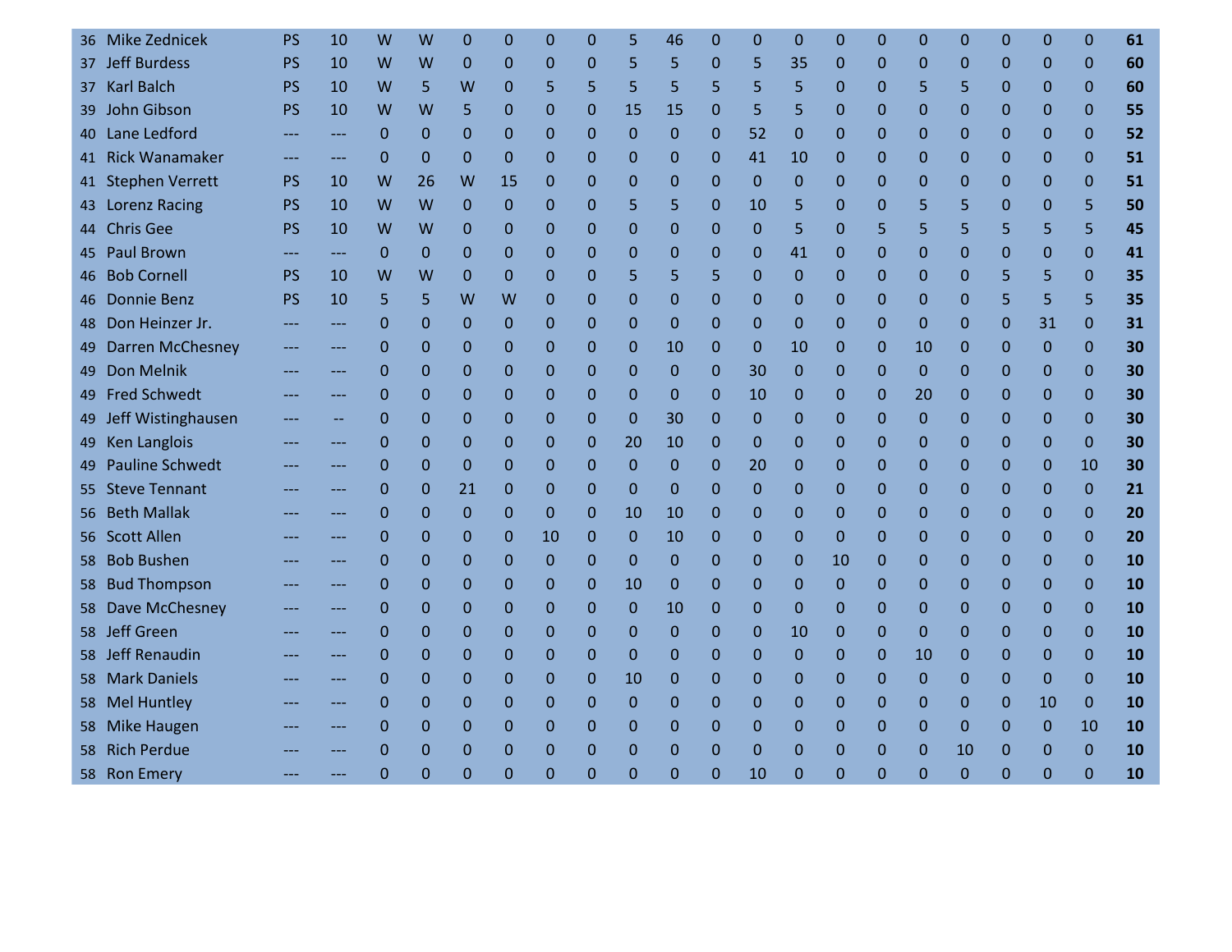| | | | | | | | | | | | | | | | | | | | | | | | |
|---|---|---|---|---|---|---|---|---|---|---|---|---|---|---|---|---|---|---|---|---|---|---|---|
| 36 | Mike Zednicek | PS | 10 | W | W | 0 | 0 | 0 | 0 | 5 | 46 | 0 | 0 | 0 | 0 | 0 | 0 | 0 | 0 | 0 | 0 | **61** |
| 37 | Jeff Burdess | PS | 10 | W | W | 0 | 0 | 0 | 0 | 5 | 5 | 0 | 5 | 35 | 0 | 0 | 0 | 0 | 0 | 0 | 0 | **60** |
| 37 | Karl Balch | PS | 10 | W | 5 | W | 0 | 5 | 5 | 5 | 5 | 5 | 5 | 5 | 0 | 0 | 5 | 5 | 0 | 0 | 0 | **60** |
| 39 | John Gibson | PS | 10 | W | W | 5 | 0 | 0 | 0 | 15 | 15 | 0 | 5 | 5 | 0 | 0 | 0 | 0 | 0 | 0 | 0 | **55** |
| 40 | Lane Ledford | --- | --- | 0 | 0 | 0 | 0 | 0 | 0 | 0 | 0 | 0 | 52 | 0 | 0 | 0 | 0 | 0 | 0 | 0 | 0 | **52** |
| 41 | Rick Wanamaker | --- | --- | 0 | 0 | 0 | 0 | 0 | 0 | 0 | 0 | 0 | 41 | 10 | 0 | 0 | 0 | 0 | 0 | 0 | 0 | **51** |
| 41 | Stephen Verrett | PS | 10 | W | 26 | W | 15 | 0 | 0 | 0 | 0 | 0 | 0 | 0 | 0 | 0 | 0 | 0 | 0 | 0 | 0 | **51** |
| 43 | Lorenz Racing | PS | 10 | W | W | 0 | 0 | 0 | 0 | 5 | 5 | 0 | 10 | 5 | 0 | 0 | 5 | 5 | 0 | 0 | 5 | **50** |
| 44 | Chris Gee | PS | 10 | W | W | 0 | 0 | 0 | 0 | 0 | 0 | 0 | 0 | 5 | 0 | 5 | 5 | 5 | 5 | 5 | 5 | **45** |
| 45 | Paul Brown | --- | --- | 0 | 0 | 0 | 0 | 0 | 0 | 0 | 0 | 0 | 0 | 41 | 0 | 0 | 0 | 0 | 0 | 0 | 0 | **41** |
| 46 | Bob Cornell | PS | 10 | W | W | 0 | 0 | 0 | 0 | 5 | 5 | 5 | 0 | 0 | 0 | 0 | 0 | 0 | 5 | 5 | 0 | **35** |
| 46 | Donnie Benz | PS | 10 | 5 | 5 | W | W | 0 | 0 | 0 | 0 | 0 | 0 | 0 | 0 | 0 | 0 | 0 | 5 | 5 | 5 | **35** |
| 48 | Don Heinzer Jr. | --- | --- | 0 | 0 | 0 | 0 | 0 | 0 | 0 | 0 | 0 | 0 | 0 | 0 | 0 | 0 | 0 | 0 | 31 | 0 | **31** |
| 49 | Darren McChesney | --- | --- | 0 | 0 | 0 | 0 | 0 | 0 | 0 | 10 | 0 | 0 | 10 | 0 | 0 | 10 | 0 | 0 | 0 | 0 | **30** |
| 49 | Don Melnik | --- | --- | 0 | 0 | 0 | 0 | 0 | 0 | 0 | 0 | 0 | 30 | 0 | 0 | 0 | 0 | 0 | 0 | 0 | 0 | **30** |
| 49 | Fred Schwedt | --- | --- | 0 | 0 | 0 | 0 | 0 | 0 | 0 | 0 | 0 | 10 | 0 | 0 | 0 | 20 | 0 | 0 | 0 | 0 | **30** |
| 49 | Jeff Wistinghausen | --- | -- | 0 | 0 | 0 | 0 | 0 | 0 | 0 | 30 | 0 | 0 | 0 | 0 | 0 | 0 | 0 | 0 | 0 | 0 | **30** |
| 49 | Ken Langlois | --- | --- | 0 | 0 | 0 | 0 | 0 | 0 | 20 | 10 | 0 | 0 | 0 | 0 | 0 | 0 | 0 | 0 | 0 | 0 | **30** |
| 49 | Pauline Schwedt | --- | --- | 0 | 0 | 0 | 0 | 0 | 0 | 0 | 0 | 0 | 20 | 0 | 0 | 0 | 0 | 0 | 0 | 0 | 10 | **30** |
| 55 | Steve Tennant | --- | --- | 0 | 0 | 21 | 0 | 0 | 0 | 0 | 0 | 0 | 0 | 0 | 0 | 0 | 0 | 0 | 0 | 0 | 0 | **21** |
| 56 | Beth Mallak | --- | --- | 0 | 0 | 0 | 0 | 0 | 0 | 10 | 10 | 0 | 0 | 0 | 0 | 0 | 0 | 0 | 0 | 0 | 0 | **20** |
| 56 | Scott Allen | --- | --- | 0 | 0 | 0 | 0 | 10 | 0 | 0 | 10 | 0 | 0 | 0 | 0 | 0 | 0 | 0 | 0 | 0 | 0 | **20** |
| 58 | Bob Bushen | --- | --- | 0 | 0 | 0 | 0 | 0 | 0 | 0 | 0 | 0 | 0 | 0 | 10 | 0 | 0 | 0 | 0 | 0 | 0 | **10** |
| 58 | Bud Thompson | --- | --- | 0 | 0 | 0 | 0 | 0 | 0 | 10 | 0 | 0 | 0 | 0 | 0 | 0 | 0 | 0 | 0 | 0 | 0 | **10** |
| 58 | Dave McChesney | --- | --- | 0 | 0 | 0 | 0 | 0 | 0 | 0 | 10 | 0 | 0 | 0 | 0 | 0 | 0 | 0 | 0 | 0 | 0 | **10** |
| 58 | Jeff Green | --- | --- | 0 | 0 | 0 | 0 | 0 | 0 | 0 | 0 | 0 | 0 | 10 | 0 | 0 | 0 | 0 | 0 | 0 | 0 | **10** |
| 58 | Jeff Renaudin | --- | --- | 0 | 0 | 0 | 0 | 0 | 0 | 0 | 0 | 0 | 0 | 0 | 0 | 0 | 10 | 0 | 0 | 0 | 0 | **10** |
| 58 | Mark Daniels | --- | --- | 0 | 0 | 0 | 0 | 0 | 0 | 10 | 0 | 0 | 0 | 0 | 0 | 0 | 0 | 0 | 0 | 0 | 0 | **10** |
| 58 | Mel Huntley | --- | --- | 0 | 0 | 0 | 0 | 0 | 0 | 0 | 0 | 0 | 0 | 0 | 0 | 0 | 0 | 0 | 0 | 10 | 0 | **10** |
| 58 | Mike Haugen | --- | --- | 0 | 0 | 0 | 0 | 0 | 0 | 0 | 0 | 0 | 0 | 0 | 0 | 0 | 0 | 0 | 0 | 0 | 10 | **10** |
| 58 | Rich Perdue | --- | --- | 0 | 0 | 0 | 0 | 0 | 0 | 0 | 0 | 0 | 0 | 0 | 0 | 0 | 0 | 10 | 0 | 0 | 0 | **10** |
| 58 | Ron Emery | --- | --- | 0 | 0 | 0 | 0 | 0 | 0 | 0 | 0 | 0 | 10 | 0 | 0 | 0 | 0 | 0 | 0 | 0 | 0 | **10** |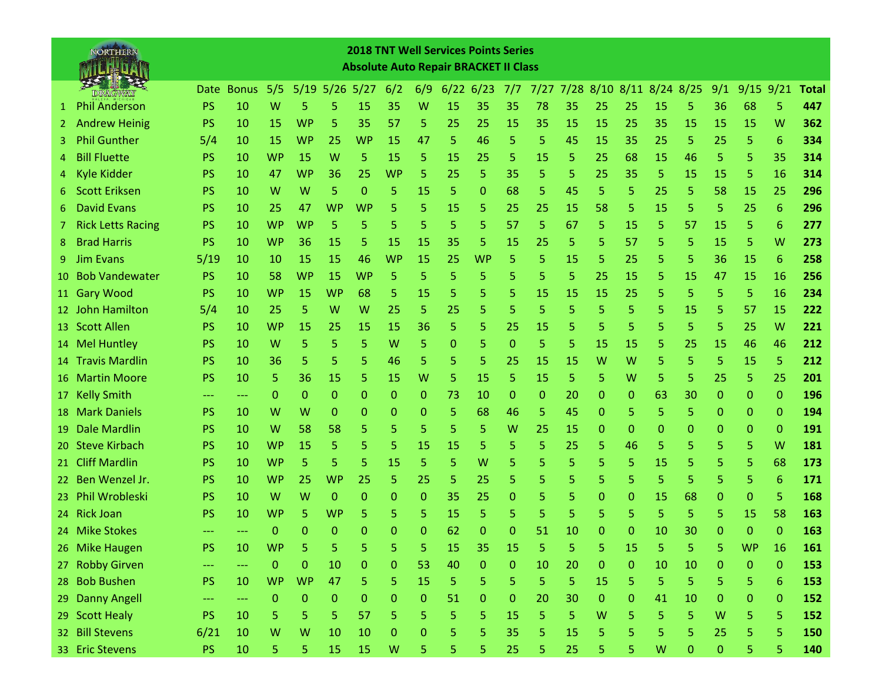# 2018 TNT Well Services Points Series
## Absolute Auto Repair BRACKET II Class

| | | Date | Bonus | 5/5 | 5/19 | 5/26 | 5/27 | 6/2 | 6/9 | 6/22 | 6/23 | 7/7 | 7/27 | 7/28 | 8/10 | 8/11 | 8/24 | 8/25 | 9/1 | 9/15 | 9/21 | Total |
|---|---|---|---|---|---|---|---|---|---|---|---|---|---|---|---|---|---|---|---|---|---|---|
| 1 | Phil Anderson | PS | 10 | W | 5 | 5 | 15 | 35 | W | 15 | 35 | 35 | 78 | 35 | 25 | 25 | 15 | 5 | 36 | 68 | 5 | **447** |
| 2 | Andrew Heinig | PS | 10 | 15 | WP | 5 | 35 | 57 | 5 | 25 | 25 | 15 | 35 | 15 | 15 | 25 | 35 | 15 | 15 | 15 | W | **362** |
| 3 | Phil Gunther | 5/4 | 10 | 15 | WP | 25 | WP | 15 | 47 | 5 | 46 | 5 | 5 | 45 | 15 | 35 | 25 | 5 | 25 | 5 | 6 | **334** |
| 4 | Bill Fluette | PS | 10 | WP | 15 | W | 5 | 15 | 5 | 15 | 25 | 5 | 15 | 5 | 25 | 68 | 15 | 46 | 5 | 5 | 35 | **314** |
| 4 | Kyle Kidder | PS | 10 | 47 | WP | 36 | 25 | WP | 5 | 25 | 5 | 35 | 5 | 5 | 25 | 35 | 5 | 15 | 15 | 5 | 16 | **314** |
| 6 | Scott Eriksen | PS | 10 | W | W | 5 | 0 | 5 | 15 | 5 | 0 | 68 | 5 | 45 | 5 | 5 | 25 | 5 | 58 | 15 | 25 | **296** |
| 6 | David Evans | PS | 10 | 25 | 47 | WP | WP | 5 | 5 | 15 | 5 | 25 | 25 | 15 | 58 | 5 | 15 | 5 | 5 | 25 | 6 | **296** |
| 7 | Rick Letts Racing | PS | 10 | WP | WP | 5 | 5 | 5 | 5 | 5 | 5 | 57 | 5 | 67 | 5 | 15 | 5 | 57 | 15 | 5 | 6 | **277** |
| 8 | Brad Harris | PS | 10 | WP | 36 | 15 | 5 | 15 | 15 | 35 | 5 | 15 | 25 | 5 | 5 | 57 | 5 | 5 | 15 | 5 | W | **273** |
| 9 | Jim Evans | 5/19 | 10 | 10 | 15 | 15 | 46 | WP | 15 | 25 | WP | 5 | 5 | 15 | 5 | 25 | 5 | 5 | 36 | 15 | 6 | **258** |
| 10 | Bob Vandewater | PS | 10 | 58 | WP | 15 | WP | 5 | 5 | 5 | 5 | 5 | 5 | 5 | 25 | 15 | 5 | 15 | 47 | 15 | 16 | **256** |
| 11 | Gary Wood | PS | 10 | WP | 15 | WP | 68 | 5 | 15 | 5 | 5 | 5 | 15 | 15 | 15 | 25 | 5 | 5 | 5 | 5 | 16 | **234** |
| 12 | John Hamilton | 5/4 | 10 | 25 | 5 | W | W | 25 | 5 | 25 | 5 | 5 | 5 | 5 | 5 | 5 | 5 | 15 | 5 | 57 | 15 | **222** |
| 13 | Scott Allen | PS | 10 | WP | 15 | 25 | 15 | 15 | 36 | 5 | 5 | 25 | 15 | 5 | 5 | 5 | 5 | 5 | 5 | 25 | W | **221** |
| 14 | Mel Huntley | PS | 10 | W | 5 | 5 | 5 | W | 5 | 0 | 5 | 0 | 5 | 5 | 15 | 15 | 5 | 25 | 15 | 46 | 46 | **212** |
| 14 | Travis Mardlin | PS | 10 | 36 | 5 | 5 | 5 | 46 | 5 | 5 | 5 | 25 | 15 | 15 | W | W | 5 | 5 | 5 | 15 | 5 | **212** |
| 16 | Martin Moore | PS | 10 | 5 | 36 | 15 | 5 | 15 | W | 5 | 15 | 5 | 15 | 5 | 5 | W | 5 | 5 | 25 | 5 | 25 | **201** |
| 17 | Kelly Smith | --- | --- | 0 | 0 | 0 | 0 | 0 | 0 | 73 | 10 | 0 | 0 | 20 | 0 | 0 | 63 | 30 | 0 | 0 | 0 | **196** |
| 18 | Mark Daniels | PS | 10 | W | W | 0 | 0 | 0 | 0 | 5 | 68 | 46 | 5 | 45 | 0 | 5 | 5 | 5 | 0 | 0 | 0 | **194** |
| 19 | Dale Mardlin | PS | 10 | W | 58 | 58 | 5 | 5 | 5 | 5 | 5 | W | 25 | 15 | 0 | 0 | 0 | 0 | 0 | 0 | 0 | **191** |
| 20 | Steve Kirbach | PS | 10 | WP | 15 | 5 | 5 | 5 | 15 | 15 | 5 | 5 | 5 | 25 | 5 | 46 | 5 | 5 | 5 | 5 | W | **181** |
| 21 | Cliff Mardlin | PS | 10 | WP | 5 | 5 | 5 | 15 | 5 | 5 | W | 5 | 5 | 5 | 5 | 5 | 15 | 5 | 5 | 5 | 68 | **173** |
| 22 | Ben Wenzel Jr. | PS | 10 | WP | 25 | WP | 25 | 5 | 25 | 5 | 25 | 5 | 5 | 5 | 5 | 5 | 5 | 5 | 5 | 5 | 6 | **171** |
| 23 | Phil Wrobleski | PS | 10 | W | W | 0 | 0 | 0 | 0 | 35 | 25 | 0 | 5 | 5 | 0 | 0 | 15 | 68 | 0 | 0 | 5 | **168** |
| 24 | Rick Joan | PS | 10 | WP | 5 | WP | 5 | 5 | 5 | 15 | 5 | 5 | 5 | 5 | 5 | 5 | 5 | 5 | 5 | 15 | 58 | **163** |
| 24 | Mike Stokes | --- | --- | 0 | 0 | 0 | 0 | 0 | 0 | 62 | 0 | 0 | 51 | 10 | 0 | 0 | 10 | 30 | 0 | 0 | 0 | **163** |
| 26 | Mike Haugen | PS | 10 | WP | 5 | 5 | 5 | 5 | 5 | 15 | 35 | 15 | 5 | 5 | 5 | 15 | 5 | 5 | 5 | WP | 16 | **161** |
| 27 | Robby Girven | --- | --- | 0 | 0 | 10 | 0 | 0 | 53 | 40 | 0 | 0 | 10 | 20 | 0 | 0 | 10 | 10 | 0 | 0 | 0 | **153** |
| 28 | Bob Bushen | PS | 10 | WP | WP | 47 | 5 | 5 | 15 | 5 | 5 | 5 | 5 | 5 | 15 | 5 | 5 | 5 | 5 | 5 | 6 | **153** |
| 29 | Danny Angell | --- | --- | 0 | 0 | 0 | 0 | 0 | 0 | 51 | 0 | 0 | 20 | 30 | 0 | 0 | 41 | 10 | 0 | 0 | 0 | **152** |
| 29 | Scott Healy | PS | 10 | 5 | 5 | 5 | 57 | 5 | 5 | 5 | 5 | 15 | 5 | 5 | W | 5 | 5 | 5 | W | 5 | 5 | **152** |
| 32 | Bill Stevens | 6/21 | 10 | W | W | 10 | 10 | 0 | 0 | 5 | 5 | 35 | 5 | 15 | 5 | 5 | 5 | 5 | 25 | 5 | 5 | **150** |
| 33 | Eric Stevens | PS | 10 | 5 | 5 | 15 | 15 | W | 5 | 5 | 5 | 25 | 5 | 25 | 5 | 5 | W | 0 | 0 | 5 | 5 | **140** |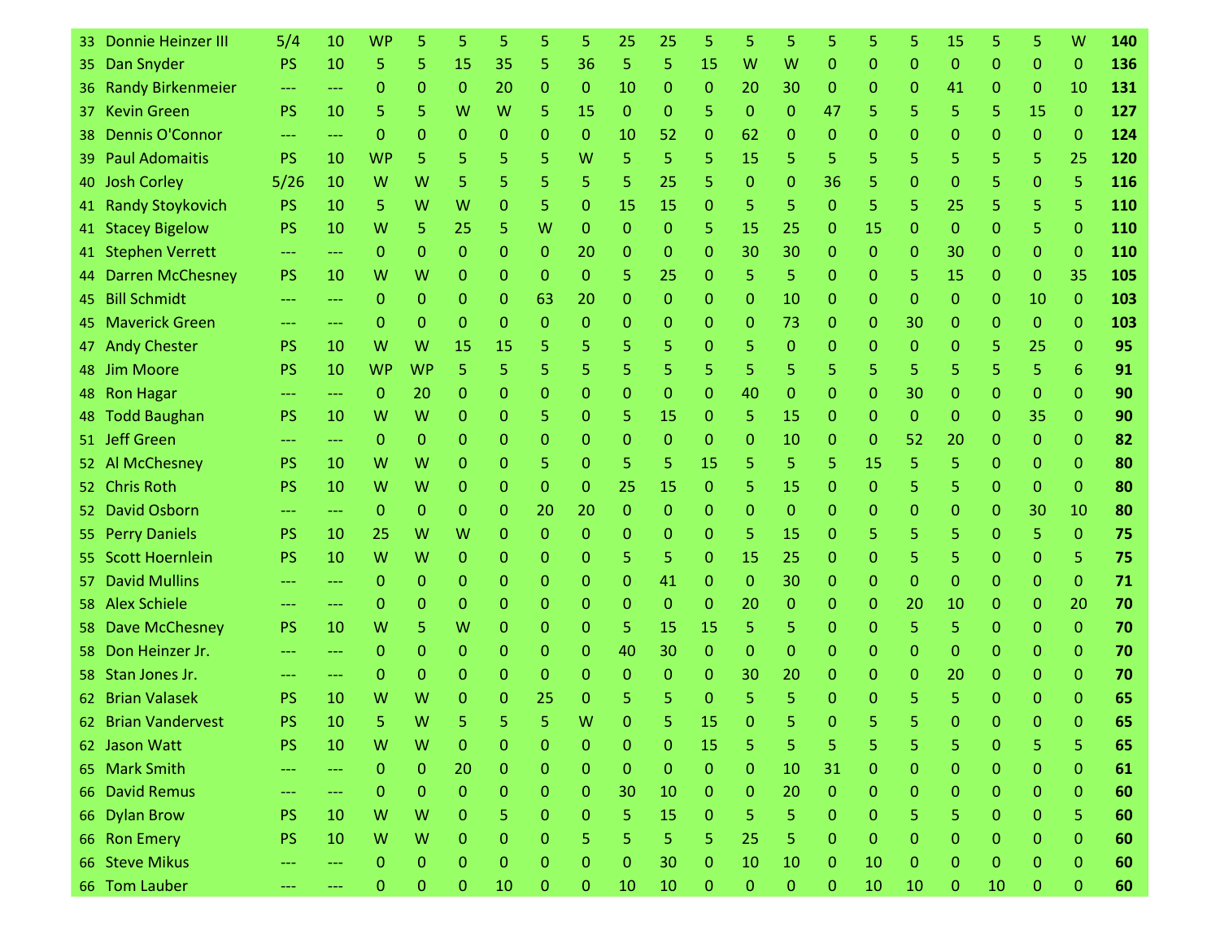| | | | | | | | | | | | | | | | | | | | | | | | |
|---|---|---|---|---|---|---|---|---|---|---|---|---|---|---|---|---|---|---|---|---|---|---|---|
| 33 | Donnie Heinzer III | 5/4 | 10 | WP | 5 | 5 | 5 | 5 | 5 | 25 | 25 | 5 | 5 | 5 | 5 | 5 | 5 | 15 | 5 | 5 | W | **140** |
| 35 | Dan Snyder | PS | 10 | 5 | 5 | 15 | 35 | 5 | 36 | 5 | 5 | 15 | W | W | 0 | 0 | 0 | 0 | 0 | 0 | 0 | **136** |
| 36 | Randy Birkenmeier | --- | --- | 0 | 0 | 0 | 20 | 0 | 0 | 10 | 0 | 0 | 20 | 30 | 0 | 0 | 0 | 41 | 0 | 0 | 10 | **131** |
| 37 | Kevin Green | PS | 10 | 5 | 5 | W | W | 5 | 15 | 0 | 0 | 5 | 0 | 0 | 47 | 5 | 5 | 5 | 5 | 15 | 0 | **127** |
| 38 | Dennis O'Connor | --- | --- | 0 | 0 | 0 | 0 | 0 | 0 | 10 | 52 | 0 | 62 | 0 | 0 | 0 | 0 | 0 | 0 | 0 | 0 | **124** |
| 39 | Paul Adomaitis | PS | 10 | WP | 5 | 5 | 5 | 5 | W | 5 | 5 | 5 | 15 | 5 | 5 | 5 | 5 | 5 | 5 | 5 | 25 | **120** |
| 40 | Josh Corley | 5/26 | 10 | W | W | 5 | 5 | 5 | 5 | 5 | 25 | 5 | 0 | 0 | 36 | 5 | 0 | 0 | 5 | 0 | 5 | **116** |
| 41 | Randy Stoykovich | PS | 10 | 5 | W | W | 0 | 5 | 0 | 15 | 15 | 0 | 5 | 5 | 0 | 5 | 5 | 25 | 5 | 5 | 5 | **110** |
| 41 | Stacey Bigelow | PS | 10 | W | 5 | 25 | 5 | W | 0 | 0 | 0 | 5 | 15 | 25 | 0 | 15 | 0 | 0 | 0 | 5 | 0 | **110** |
| 41 | Stephen Verrett | --- | --- | 0 | 0 | 0 | 0 | 0 | 20 | 0 | 0 | 0 | 30 | 30 | 0 | 0 | 0 | 30 | 0 | 0 | 0 | **110** |
| 44 | Darren McChesney | PS | 10 | W | W | 0 | 0 | 0 | 0 | 5 | 25 | 0 | 5 | 5 | 0 | 0 | 5 | 15 | 0 | 0 | 35 | **105** |
| 45 | Bill Schmidt | --- | --- | 0 | 0 | 0 | 0 | 63 | 20 | 0 | 0 | 0 | 0 | 10 | 0 | 0 | 0 | 0 | 0 | 10 | 0 | **103** |
| 45 | Maverick Green | --- | --- | 0 | 0 | 0 | 0 | 0 | 0 | 0 | 0 | 0 | 0 | 73 | 0 | 0 | 30 | 0 | 0 | 0 | 0 | **103** |
| 47 | Andy Chester | PS | 10 | W | W | 15 | 15 | 5 | 5 | 5 | 5 | 0 | 5 | 0 | 0 | 0 | 0 | 0 | 5 | 25 | 0 | **95** |
| 48 | Jim Moore | PS | 10 | WP | WP | 5 | 5 | 5 | 5 | 5 | 5 | 5 | 5 | 5 | 5 | 5 | 5 | 5 | 5 | 5 | 6 | **91** |
| 48 | Ron Hagar | --- | --- | 0 | 20 | 0 | 0 | 0 | 0 | 0 | 0 | 0 | 40 | 0 | 0 | 0 | 30 | 0 | 0 | 0 | 0 | **90** |
| 48 | Todd Baughan | PS | 10 | W | W | 0 | 0 | 5 | 0 | 5 | 15 | 0 | 5 | 15 | 0 | 0 | 0 | 0 | 0 | 35 | 0 | **90** |
| 51 | Jeff Green | --- | --- | 0 | 0 | 0 | 0 | 0 | 0 | 0 | 0 | 0 | 0 | 10 | 0 | 0 | 52 | 20 | 0 | 0 | 0 | **82** |
| 52 | Al McChesney | PS | 10 | W | W | 0 | 0 | 5 | 0 | 5 | 5 | 15 | 5 | 5 | 5 | 15 | 5 | 5 | 0 | 0 | 0 | **80** |
| 52 | Chris Roth | PS | 10 | W | W | 0 | 0 | 0 | 0 | 25 | 15 | 0 | 5 | 15 | 0 | 0 | 5 | 5 | 0 | 0 | 0 | **80** |
| 52 | David Osborn | --- | --- | 0 | 0 | 0 | 0 | 20 | 20 | 0 | 0 | 0 | 0 | 0 | 0 | 0 | 0 | 0 | 0 | 30 | 10 | **80** |
| 55 | Perry Daniels | PS | 10 | 25 | W | W | 0 | 0 | 0 | 0 | 0 | 0 | 5 | 15 | 0 | 5 | 5 | 5 | 0 | 5 | 0 | **75** |
| 55 | Scott Hoernlein | PS | 10 | W | W | 0 | 0 | 0 | 0 | 5 | 5 | 0 | 15 | 25 | 0 | 0 | 5 | 5 | 0 | 0 | 5 | **75** |
| 57 | David Mullins | --- | --- | 0 | 0 | 0 | 0 | 0 | 0 | 0 | 41 | 0 | 0 | 30 | 0 | 0 | 0 | 0 | 0 | 0 | 0 | **71** |
| 58 | Alex Schiele | --- | --- | 0 | 0 | 0 | 0 | 0 | 0 | 0 | 0 | 0 | 20 | 0 | 0 | 0 | 20 | 10 | 0 | 0 | 20 | **70** |
| 58 | Dave McChesney | PS | 10 | W | 5 | W | 0 | 0 | 0 | 5 | 15 | 15 | 5 | 5 | 0 | 0 | 5 | 5 | 0 | 0 | 0 | **70** |
| 58 | Don Heinzer Jr. | --- | --- | 0 | 0 | 0 | 0 | 0 | 0 | 40 | 30 | 0 | 0 | 0 | 0 | 0 | 0 | 0 | 0 | 0 | 0 | **70** |
| 58 | Stan Jones Jr. | --- | --- | 0 | 0 | 0 | 0 | 0 | 0 | 0 | 0 | 0 | 30 | 20 | 0 | 0 | 0 | 20 | 0 | 0 | 0 | **70** |
| 62 | Brian Valasek | PS | 10 | W | W | 0 | 0 | 25 | 0 | 5 | 5 | 0 | 5 | 5 | 0 | 0 | 5 | 5 | 0 | 0 | 0 | **65** |
| 62 | Brian Vandervest | PS | 10 | 5 | W | 5 | 5 | 5 | W | 0 | 5 | 15 | 0 | 5 | 0 | 5 | 5 | 0 | 0 | 0 | 0 | **65** |
| 62 | Jason Watt | PS | 10 | W | W | 0 | 0 | 0 | 0 | 0 | 0 | 15 | 5 | 5 | 5 | 5 | 5 | 5 | 0 | 5 | 5 | **65** |
| 65 | Mark Smith | --- | --- | 0 | 0 | 20 | 0 | 0 | 0 | 0 | 0 | 0 | 0 | 10 | 31 | 0 | 0 | 0 | 0 | 0 | 0 | **61** |
| 66 | David Remus | --- | --- | 0 | 0 | 0 | 0 | 0 | 0 | 30 | 10 | 0 | 0 | 20 | 0 | 0 | 0 | 0 | 0 | 0 | 0 | **60** |
| 66 | Dylan Brow | PS | 10 | W | W | 0 | 5 | 0 | 0 | 5 | 15 | 0 | 5 | 5 | 0 | 0 | 5 | 5 | 0 | 0 | 5 | **60** |
| 66 | Ron Emery | PS | 10 | W | W | 0 | 0 | 0 | 5 | 5 | 5 | 5 | 25 | 5 | 0 | 0 | 0 | 0 | 0 | 0 | 0 | **60** |
| 66 | Steve Mikus | --- | --- | 0 | 0 | 0 | 0 | 0 | 0 | 0 | 30 | 0 | 10 | 10 | 0 | 10 | 0 | 0 | 0 | 0 | 0 | **60** |
| 66 | Tom Lauber | --- | --- | 0 | 0 | 0 | 10 | 0 | 0 | 10 | 10 | 0 | 0 | 0 | 0 | 10 | 10 | 0 | 10 | 0 | 0 | **60** |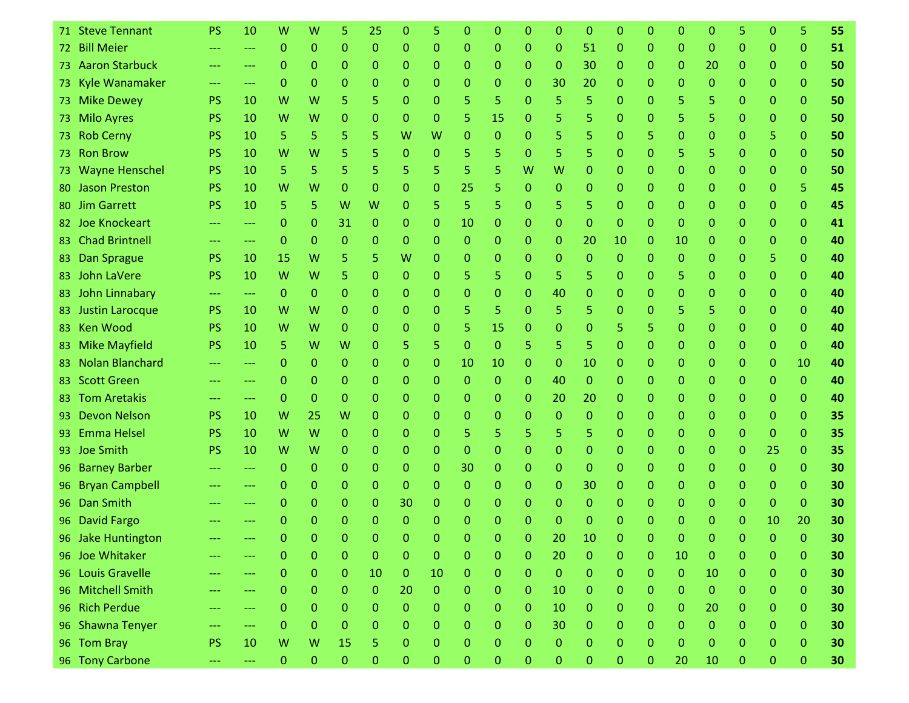| | | | | | | | | | | | | | | | | | | | | | | | |
|---|---|---|---|---|---|---|---|---|---|---|---|---|---|---|---|---|---|---|---|---|---|---|---|
| 71 | Steve Tennant | PS | 10 | W | W | 5 | 25 | 0 | 5 | 0 | 0 | 0 | 0 | 0 | 0 | 0 | 0 | 0 | 5 | 0 | 5 | **55** |
| 72 | Bill Meier | --- | --- | 0 | 0 | 0 | 0 | 0 | 0 | 0 | 0 | 0 | 0 | 51 | 0 | 0 | 0 | 0 | 0 | 0 | 0 | **51** |
| 73 | Aaron Starbuck | --- | --- | 0 | 0 | 0 | 0 | 0 | 0 | 0 | 0 | 0 | 0 | 30 | 0 | 0 | 0 | 20 | 0 | 0 | 0 | **50** |
| 73 | Kyle Wanamaker | --- | --- | 0 | 0 | 0 | 0 | 0 | 0 | 0 | 0 | 0 | 30 | 20 | 0 | 0 | 0 | 0 | 0 | 0 | 0 | **50** |
| 73 | Mike Dewey | PS | 10 | W | W | 5 | 5 | 0 | 0 | 5 | 5 | 0 | 5 | 5 | 0 | 0 | 5 | 5 | 0 | 0 | 0 | **50** |
| 73 | Milo Ayres | PS | 10 | W | W | 0 | 0 | 0 | 0 | 5 | 15 | 0 | 5 | 5 | 0 | 0 | 5 | 5 | 0 | 0 | 0 | **50** |
| 73 | Rob Cerny | PS | 10 | 5 | 5 | 5 | 5 | W | W | 0 | 0 | 0 | 5 | 5 | 0 | 5 | 0 | 0 | 0 | 5 | 0 | **50** |
| 73 | Ron Brow | PS | 10 | W | W | 5 | 5 | 0 | 0 | 5 | 5 | 0 | 5 | 5 | 0 | 0 | 5 | 5 | 0 | 0 | 0 | **50** |
| 73 | Wayne Henschel | PS | 10 | 5 | 5 | 5 | 5 | 5 | 5 | 5 | 5 | W | W | 0 | 0 | 0 | 0 | 0 | 0 | 0 | 0 | **50** |
| 80 | Jason Preston | PS | 10 | W | W | 0 | 0 | 0 | 0 | 25 | 5 | 0 | 0 | 0 | 0 | 0 | 0 | 0 | 0 | 0 | 5 | **45** |
| 80 | Jim Garrett | PS | 10 | 5 | 5 | W | W | 0 | 5 | 5 | 5 | 0 | 5 | 5 | 0 | 0 | 0 | 0 | 0 | 0 | 0 | **45** |
| 82 | Joe Knockeart | --- | --- | 0 | 0 | 31 | 0 | 0 | 0 | 10 | 0 | 0 | 0 | 0 | 0 | 0 | 0 | 0 | 0 | 0 | 0 | **41** |
| 83 | Chad Brintnell | --- | --- | 0 | 0 | 0 | 0 | 0 | 0 | 0 | 0 | 0 | 0 | 20 | 10 | 0 | 10 | 0 | 0 | 0 | 0 | **40** |
| 83 | Dan Sprague | PS | 10 | 15 | W | 5 | 5 | W | 0 | 0 | 0 | 0 | 0 | 0 | 0 | 0 | 0 | 0 | 0 | 5 | 0 | **40** |
| 83 | John LaVere | PS | 10 | W | W | 5 | 0 | 0 | 0 | 5 | 5 | 0 | 5 | 5 | 0 | 0 | 5 | 0 | 0 | 0 | 0 | **40** |
| 83 | John Linnabary | --- | --- | 0 | 0 | 0 | 0 | 0 | 0 | 0 | 0 | 0 | 40 | 0 | 0 | 0 | 0 | 0 | 0 | 0 | 0 | **40** |
| 83 | Justin Larocque | PS | 10 | W | W | 0 | 0 | 0 | 0 | 5 | 5 | 0 | 5 | 5 | 0 | 0 | 5 | 5 | 0 | 0 | 0 | **40** |
| 83 | Ken Wood | PS | 10 | W | W | 0 | 0 | 0 | 0 | 5 | 15 | 0 | 0 | 0 | 5 | 5 | 0 | 0 | 0 | 0 | 0 | **40** |
| 83 | Mike Mayfield | PS | 10 | 5 | W | W | 0 | 5 | 5 | 0 | 0 | 5 | 5 | 5 | 0 | 0 | 0 | 0 | 0 | 0 | 0 | **40** |
| 83 | Nolan Blanchard | --- | --- | 0 | 0 | 0 | 0 | 0 | 0 | 10 | 10 | 0 | 0 | 10 | 0 | 0 | 0 | 0 | 0 | 0 | 10 | **40** |
| 83 | Scott Green | --- | --- | 0 | 0 | 0 | 0 | 0 | 0 | 0 | 0 | 0 | 40 | 0 | 0 | 0 | 0 | 0 | 0 | 0 | 0 | **40** |
| 83 | Tom Aretakis | --- | --- | 0 | 0 | 0 | 0 | 0 | 0 | 0 | 0 | 0 | 20 | 20 | 0 | 0 | 0 | 0 | 0 | 0 | 0 | **40** |
| 93 | Devon Nelson | PS | 10 | W | 25 | W | 0 | 0 | 0 | 0 | 0 | 0 | 0 | 0 | 0 | 0 | 0 | 0 | 0 | 0 | 0 | **35** |
| 93 | Emma Helsel | PS | 10 | W | W | 0 | 0 | 0 | 0 | 5 | 5 | 5 | 5 | 5 | 0 | 0 | 0 | 0 | 0 | 0 | 0 | **35** |
| 93 | Joe Smith | PS | 10 | W | W | 0 | 0 | 0 | 0 | 0 | 0 | 0 | 0 | 0 | 0 | 0 | 0 | 0 | 0 | 25 | 0 | **35** |
| 96 | Barney Barber | --- | --- | 0 | 0 | 0 | 0 | 0 | 0 | 30 | 0 | 0 | 0 | 0 | 0 | 0 | 0 | 0 | 0 | 0 | 0 | **30** |
| 96 | Bryan Campbell | --- | --- | 0 | 0 | 0 | 0 | 0 | 0 | 0 | 0 | 0 | 0 | 30 | 0 | 0 | 0 | 0 | 0 | 0 | 0 | **30** |
| 96 | Dan Smith | --- | --- | 0 | 0 | 0 | 0 | 30 | 0 | 0 | 0 | 0 | 0 | 0 | 0 | 0 | 0 | 0 | 0 | 0 | 0 | **30** |
| 96 | David Fargo | --- | --- | 0 | 0 | 0 | 0 | 0 | 0 | 0 | 0 | 0 | 0 | 0 | 0 | 0 | 0 | 0 | 0 | 10 | 20 | **30** |
| 96 | Jake Huntington | --- | --- | 0 | 0 | 0 | 0 | 0 | 0 | 0 | 0 | 0 | 20 | 10 | 0 | 0 | 0 | 0 | 0 | 0 | 0 | **30** |
| 96 | Joe Whitaker | --- | --- | 0 | 0 | 0 | 0 | 0 | 0 | 0 | 0 | 0 | 20 | 0 | 0 | 0 | 10 | 0 | 0 | 0 | 0 | **30** |
| 96 | Louis Gravelle | --- | --- | 0 | 0 | 0 | 10 | 0 | 10 | 0 | 0 | 0 | 0 | 0 | 0 | 0 | 0 | 10 | 0 | 0 | 0 | **30** |
| 96 | Mitchell Smith | --- | --- | 0 | 0 | 0 | 0 | 20 | 0 | 0 | 0 | 0 | 10 | 0 | 0 | 0 | 0 | 0 | 0 | 0 | 0 | **30** |
| 96 | Rich Perdue | --- | --- | 0 | 0 | 0 | 0 | 0 | 0 | 0 | 0 | 0 | 10 | 0 | 0 | 0 | 0 | 20 | 0 | 0 | 0 | **30** |
| 96 | Shawna Tenyer | --- | --- | 0 | 0 | 0 | 0 | 0 | 0 | 0 | 0 | 0 | 30 | 0 | 0 | 0 | 0 | 0 | 0 | 0 | 0 | **30** |
| 96 | Tom Bray | PS | 10 | W | W | 15 | 5 | 0 | 0 | 0 | 0 | 0 | 0 | 0 | 0 | 0 | 0 | 0 | 0 | 0 | 0 | **30** |
| 96 | Tony Carbone | --- | --- | 0 | 0 | 0 | 0 | 0 | 0 | 0 | 0 | 0 | 0 | 0 | 0 | 0 | 20 | 10 | 0 | 0 | 0 | **30** |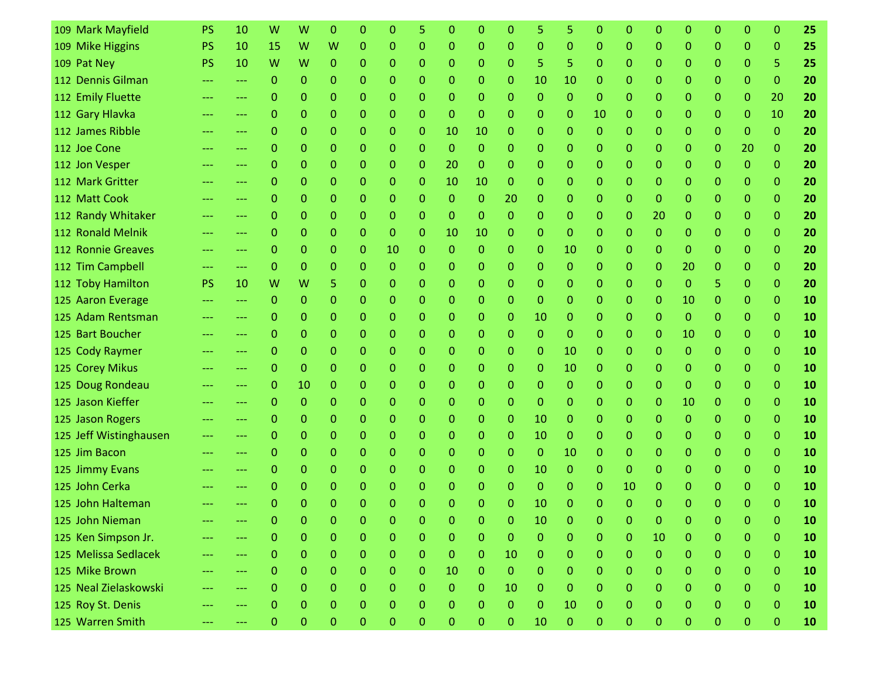| | | | | | | | | | | | | | | | | | | | | | | |
|---|---|---|---|---|---|---|---|---|---|---|---|---|---|---|---|---|---|---|---|---|---|---|
| 109 | Mark Mayfield | PS | 10 | W | W | 0 | 0 | 0 | 5 | 0 | 0 | 0 | 5 | 5 | 0 | 0 | 0 | 0 | 0 | 0 | 0 | **25** |
| 109 | Mike Higgins | PS | 10 | 15 | W | W | 0 | 0 | 0 | 0 | 0 | 0 | 0 | 0 | 0 | 0 | 0 | 0 | 0 | 0 | 0 | **25** |
| 109 | Pat Ney | PS | 10 | W | W | 0 | 0 | 0 | 0 | 0 | 0 | 0 | 5 | 5 | 0 | 0 | 0 | 0 | 0 | 0 | 5 | **25** |
| 112 | Dennis Gilman | --- | --- | 0 | 0 | 0 | 0 | 0 | 0 | 0 | 0 | 0 | 10 | 10 | 0 | 0 | 0 | 0 | 0 | 0 | 0 | **20** |
| 112 | Emily Fluette | --- | --- | 0 | 0 | 0 | 0 | 0 | 0 | 0 | 0 | 0 | 0 | 0 | 0 | 0 | 0 | 0 | 0 | 0 | 20 | **20** |
| 112 | Gary Hlavka | --- | --- | 0 | 0 | 0 | 0 | 0 | 0 | 0 | 0 | 0 | 0 | 0 | 10 | 0 | 0 | 0 | 0 | 0 | 10 | **20** |
| 112 | James Ribble | --- | --- | 0 | 0 | 0 | 0 | 0 | 0 | 10 | 10 | 0 | 0 | 0 | 0 | 0 | 0 | 0 | 0 | 0 | 0 | **20** |
| 112 | Joe Cone | --- | --- | 0 | 0 | 0 | 0 | 0 | 0 | 0 | 0 | 0 | 0 | 0 | 0 | 0 | 0 | 0 | 0 | 20 | 0 | **20** |
| 112 | Jon Vesper | --- | --- | 0 | 0 | 0 | 0 | 0 | 0 | 20 | 0 | 0 | 0 | 0 | 0 | 0 | 0 | 0 | 0 | 0 | 0 | **20** |
| 112 | Mark Gritter | --- | --- | 0 | 0 | 0 | 0 | 0 | 0 | 10 | 10 | 0 | 0 | 0 | 0 | 0 | 0 | 0 | 0 | 0 | 0 | **20** |
| 112 | Matt Cook | --- | --- | 0 | 0 | 0 | 0 | 0 | 0 | 0 | 0 | 20 | 0 | 0 | 0 | 0 | 0 | 0 | 0 | 0 | 0 | **20** |
| 112 | Randy Whitaker | --- | --- | 0 | 0 | 0 | 0 | 0 | 0 | 0 | 0 | 0 | 0 | 0 | 0 | 0 | 20 | 0 | 0 | 0 | 0 | **20** |
| 112 | Ronald Melnik | --- | --- | 0 | 0 | 0 | 0 | 0 | 0 | 10 | 10 | 0 | 0 | 0 | 0 | 0 | 0 | 0 | 0 | 0 | 0 | **20** |
| 112 | Ronnie Greaves | --- | --- | 0 | 0 | 0 | 0 | 10 | 0 | 0 | 0 | 0 | 0 | 10 | 0 | 0 | 0 | 0 | 0 | 0 | 0 | **20** |
| 112 | Tim Campbell | --- | --- | 0 | 0 | 0 | 0 | 0 | 0 | 0 | 0 | 0 | 0 | 0 | 0 | 0 | 0 | 20 | 0 | 0 | 0 | **20** |
| 112 | Toby Hamilton | PS | 10 | W | W | 5 | 0 | 0 | 0 | 0 | 0 | 0 | 0 | 0 | 0 | 0 | 0 | 0 | 5 | 0 | 0 | **20** |
| 125 | Aaron Everage | --- | --- | 0 | 0 | 0 | 0 | 0 | 0 | 0 | 0 | 0 | 0 | 0 | 0 | 0 | 0 | 10 | 0 | 0 | 0 | **10** |
| 125 | Adam Rentsman | --- | --- | 0 | 0 | 0 | 0 | 0 | 0 | 0 | 0 | 0 | 10 | 0 | 0 | 0 | 0 | 0 | 0 | 0 | 0 | **10** |
| 125 | Bart Boucher | --- | --- | 0 | 0 | 0 | 0 | 0 | 0 | 0 | 0 | 0 | 0 | 0 | 0 | 0 | 0 | 10 | 0 | 0 | 0 | **10** |
| 125 | Cody Raymer | --- | --- | 0 | 0 | 0 | 0 | 0 | 0 | 0 | 0 | 0 | 0 | 10 | 0 | 0 | 0 | 0 | 0 | 0 | 0 | **10** |
| 125 | Corey Mikus | --- | --- | 0 | 0 | 0 | 0 | 0 | 0 | 0 | 0 | 0 | 0 | 10 | 0 | 0 | 0 | 0 | 0 | 0 | 0 | **10** |
| 125 | Doug Rondeau | --- | --- | 0 | 10 | 0 | 0 | 0 | 0 | 0 | 0 | 0 | 0 | 0 | 0 | 0 | 0 | 0 | 0 | 0 | 0 | **10** |
| 125 | Jason Kieffer | --- | --- | 0 | 0 | 0 | 0 | 0 | 0 | 0 | 0 | 0 | 0 | 0 | 0 | 0 | 0 | 10 | 0 | 0 | 0 | **10** |
| 125 | Jason Rogers | --- | --- | 0 | 0 | 0 | 0 | 0 | 0 | 0 | 0 | 0 | 10 | 0 | 0 | 0 | 0 | 0 | 0 | 0 | 0 | **10** |
| 125 | Jeff Wistinghausen | --- | --- | 0 | 0 | 0 | 0 | 0 | 0 | 0 | 0 | 0 | 10 | 0 | 0 | 0 | 0 | 0 | 0 | 0 | 0 | **10** |
| 125 | Jim Bacon | --- | --- | 0 | 0 | 0 | 0 | 0 | 0 | 0 | 0 | 0 | 0 | 10 | 0 | 0 | 0 | 0 | 0 | 0 | 0 | **10** |
| 125 | Jimmy Evans | --- | --- | 0 | 0 | 0 | 0 | 0 | 0 | 0 | 0 | 0 | 10 | 0 | 0 | 0 | 0 | 0 | 0 | 0 | 0 | **10** |
| 125 | John Cerka | --- | --- | 0 | 0 | 0 | 0 | 0 | 0 | 0 | 0 | 0 | 0 | 0 | 0 | 10 | 0 | 0 | 0 | 0 | 0 | **10** |
| 125 | John Halteman | --- | --- | 0 | 0 | 0 | 0 | 0 | 0 | 0 | 0 | 0 | 10 | 0 | 0 | 0 | 0 | 0 | 0 | 0 | 0 | **10** |
| 125 | John Nieman | --- | --- | 0 | 0 | 0 | 0 | 0 | 0 | 0 | 0 | 0 | 10 | 0 | 0 | 0 | 0 | 0 | 0 | 0 | 0 | **10** |
| 125 | Ken Simpson Jr. | --- | --- | 0 | 0 | 0 | 0 | 0 | 0 | 0 | 0 | 0 | 0 | 0 | 0 | 0 | 10 | 0 | 0 | 0 | 0 | **10** |
| 125 | Melissa Sedlacek | --- | --- | 0 | 0 | 0 | 0 | 0 | 0 | 0 | 0 | 10 | 0 | 0 | 0 | 0 | 0 | 0 | 0 | 0 | 0 | **10** |
| 125 | Mike Brown | --- | --- | 0 | 0 | 0 | 0 | 0 | 0 | 10 | 0 | 0 | 0 | 0 | 0 | 0 | 0 | 0 | 0 | 0 | 0 | **10** |
| 125 | Neal Zielaskowski | --- | --- | 0 | 0 | 0 | 0 | 0 | 0 | 0 | 0 | 10 | 0 | 0 | 0 | 0 | 0 | 0 | 0 | 0 | 0 | **10** |
| 125 | Roy St. Denis | --- | --- | 0 | 0 | 0 | 0 | 0 | 0 | 0 | 0 | 0 | 0 | 10 | 0 | 0 | 0 | 0 | 0 | 0 | 0 | **10** |
| 125 | Warren Smith | --- | --- | 0 | 0 | 0 | 0 | 0 | 0 | 0 | 0 | 0 | 10 | 0 | 0 | 0 | 0 | 0 | 0 | 0 | 0 | **10** |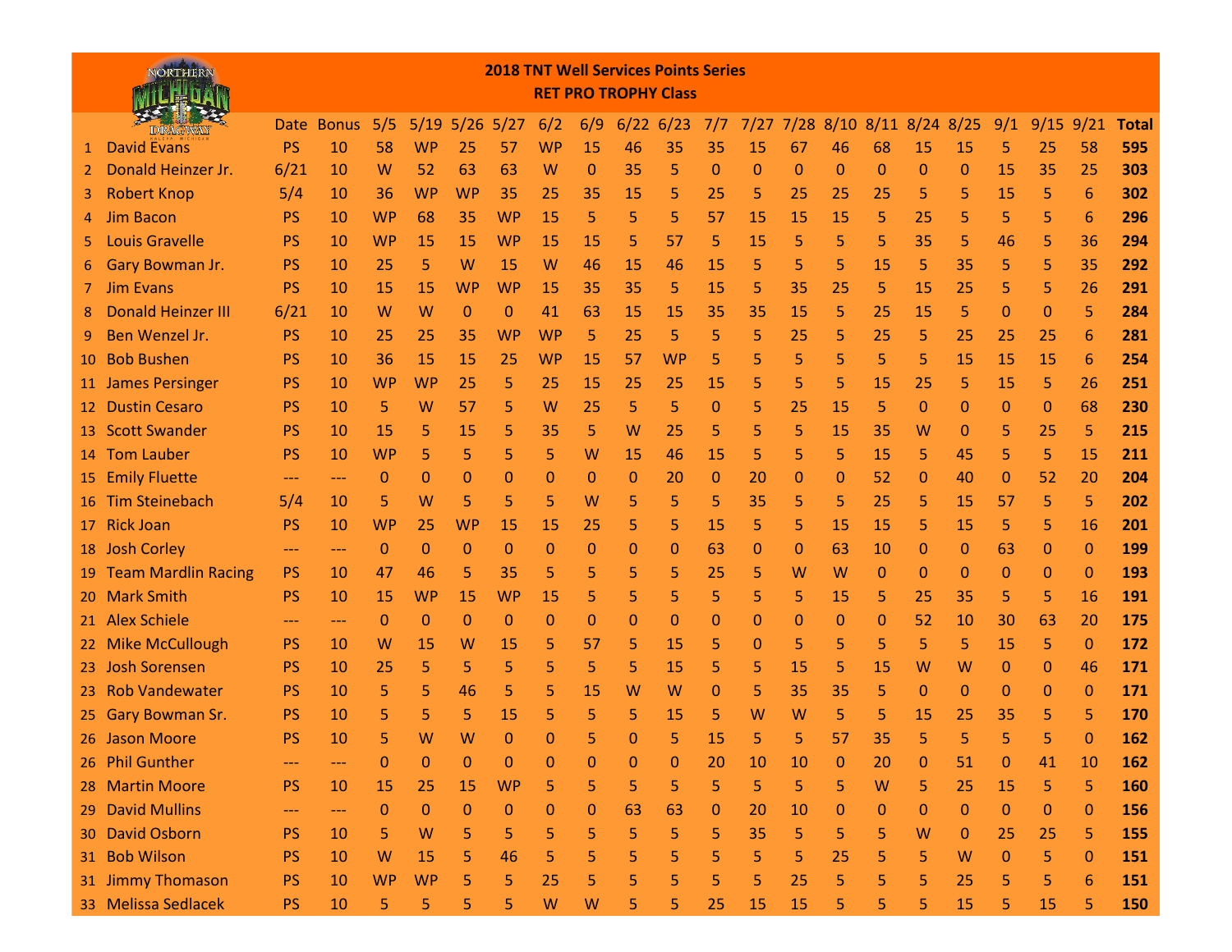## 2018 TNT Well Services Points Series

## RET PRO TROPHY Class

| | | Date | Bonus | 5/5 | 5/19 | 5/26 | 5/27 | 6/2 | 6/9 | 6/22 | 6/23 | 7/7 | 7/27 | 7/28 | 8/10 | 8/11 | 8/24 | 8/25 | 9/1 | 9/15 | 9/21 | Total |
|---|---|---|---|---|---|---|---|---|---|---|---|---|---|---|---|---|---|---|---|---|---|---|
| 1 | David Evans | PS | 10 | 58 | WP | 25 | 57 | WP | 15 | 46 | 35 | 35 | 15 | 67 | 46 | 68 | 15 | 15 | 5 | 25 | 58 | **595** |
| 2 | Donald Heinzer Jr. | 6/21 | 10 | W | 52 | 63 | 63 | W | 0 | 35 | 5 | 0 | 0 | 0 | 0 | 0 | 0 | 0 | 15 | 35 | 25 | **303** |
| 3 | Robert Knop | 5/4 | 10 | 36 | WP | WP | 35 | 25 | 35 | 15 | 5 | 25 | 5 | 25 | 25 | 25 | 5 | 5 | 15 | 5 | 6 | **302** |
| 4 | Jim Bacon | PS | 10 | WP | 68 | 35 | WP | 15 | 5 | 5 | 5 | 57 | 15 | 15 | 15 | 5 | 25 | 5 | 5 | 5 | 6 | **296** |
| 5 | Louis Gravelle | PS | 10 | WP | 15 | 15 | WP | 15 | 15 | 5 | 57 | 5 | 15 | 5 | 5 | 5 | 35 | 5 | 46 | 5 | 36 | **294** |
| 6 | Gary Bowman Jr. | PS | 10 | 25 | 5 | W | 15 | W | 46 | 15 | 46 | 15 | 5 | 5 | 5 | 15 | 5 | 35 | 5 | 5 | 35 | **292** |
| 7 | Jim Evans | PS | 10 | 15 | 15 | WP | WP | 15 | 35 | 35 | 5 | 15 | 5 | 35 | 25 | 5 | 15 | 25 | 5 | 5 | 26 | **291** |
| 8 | Donald Heinzer III | 6/21 | 10 | W | W | 0 | 0 | 41 | 63 | 15 | 15 | 35 | 35 | 15 | 5 | 25 | 15 | 5 | 0 | 0 | 5 | **284** |
| 9 | Ben Wenzel Jr. | PS | 10 | 25 | 25 | 35 | WP | WP | 5 | 25 | 5 | 5 | 5 | 25 | 5 | 25 | 5 | 25 | 25 | 25 | 6 | **281** |
| 10 | Bob Bushen | PS | 10 | 36 | 15 | 15 | 25 | WP | 15 | 57 | WP | 5 | 5 | 5 | 5 | 5 | 5 | 15 | 15 | 15 | 6 | **254** |
| 11 | James Persinger | PS | 10 | WP | WP | 25 | 5 | 25 | 15 | 25 | 25 | 15 | 5 | 5 | 5 | 15 | 25 | 5 | 15 | 5 | 26 | **251** |
| 12 | Dustin Cesaro | PS | 10 | 5 | W | 57 | 5 | W | 25 | 5 | 5 | 0 | 5 | 25 | 15 | 5 | 0 | 0 | 0 | 0 | 68 | **230** |
| 13 | Scott Swander | PS | 10 | 15 | 5 | 15 | 5 | 35 | 5 | W | 25 | 5 | 5 | 5 | 15 | 35 | W | 0 | 5 | 25 | 5 | **215** |
| 14 | Tom Lauber | PS | 10 | WP | 5 | 5 | 5 | 5 | W | 15 | 46 | 15 | 5 | 5 | 5 | 15 | 5 | 45 | 5 | 5 | 15 | **211** |
| 15 | Emily Fluette | --- | --- | 0 | 0 | 0 | 0 | 0 | 0 | 0 | 20 | 0 | 20 | 0 | 0 | 52 | 0 | 40 | 0 | 52 | 20 | **204** |
| 16 | Tim Steinebach | 5/4 | 10 | 5 | W | 5 | 5 | 5 | W | 5 | 5 | 5 | 35 | 5 | 5 | 25 | 5 | 15 | 57 | 5 | 5 | **202** |
| 17 | Rick Joan | PS | 10 | WP | 25 | WP | 15 | 15 | 25 | 5 | 5 | 15 | 5 | 5 | 15 | 15 | 5 | 15 | 5 | 5 | 16 | **201** |
| 18 | Josh Corley | --- | --- | 0 | 0 | 0 | 0 | 0 | 0 | 0 | 0 | 63 | 0 | 0 | 63 | 10 | 0 | 0 | 63 | 0 | 0 | **199** |
| 19 | Team Mardlin Racing | PS | 10 | 47 | 46 | 5 | 35 | 5 | 5 | 5 | 5 | 25 | 5 | W | W | 0 | 0 | 0 | 0 | 0 | 0 | **193** |
| 20 | Mark Smith | PS | 10 | 15 | WP | 15 | WP | 15 | 5 | 5 | 5 | 5 | 5 | 5 | 15 | 5 | 25 | 35 | 5 | 5 | 16 | **191** |
| 21 | Alex Schiele | --- | --- | 0 | 0 | 0 | 0 | 0 | 0 | 0 | 0 | 0 | 0 | 0 | 0 | 0 | 52 | 10 | 30 | 63 | 20 | **175** |
| 22 | Mike McCullough | PS | 10 | W | 15 | W | 15 | 5 | 57 | 5 | 15 | 5 | 0 | 5 | 5 | 5 | 5 | 5 | 15 | 5 | 0 | **172** |
| 23 | Josh Sorensen | PS | 10 | 25 | 5 | 5 | 5 | 5 | 5 | 5 | 15 | 5 | 5 | 15 | 5 | 15 | W | W | 0 | 0 | 46 | **171** |
| 23 | Rob Vandewater | PS | 10 | 5 | 5 | 46 | 5 | 5 | 15 | W | W | 0 | 5 | 35 | 35 | 5 | 0 | 0 | 0 | 0 | 0 | **171** |
| 25 | Gary Bowman Sr. | PS | 10 | 5 | 5 | 5 | 15 | 5 | 5 | 5 | 15 | 5 | W | W | 5 | 5 | 15 | 25 | 35 | 5 | 5 | **170** |
| 26 | Jason Moore | PS | 10 | 5 | W | W | 0 | 0 | 5 | 0 | 5 | 15 | 5 | 5 | 57 | 35 | 5 | 5 | 5 | 5 | 0 | **162** |
| 26 | Phil Gunther | --- | --- | 0 | 0 | 0 | 0 | 0 | 0 | 0 | 0 | 20 | 10 | 10 | 0 | 20 | 0 | 51 | 0 | 41 | 10 | **162** |
| 28 | Martin Moore | PS | 10 | 15 | 25 | 15 | WP | 5 | 5 | 5 | 5 | 5 | 5 | 5 | 5 | W | 5 | 25 | 15 | 5 | 5 | **160** |
| 29 | David Mullins | --- | --- | 0 | 0 | 0 | 0 | 0 | 0 | 63 | 63 | 0 | 20 | 10 | 0 | 0 | 0 | 0 | 0 | 0 | 0 | **156** |
| 30 | David Osborn | PS | 10 | 5 | W | 5 | 5 | 5 | 5 | 5 | 5 | 5 | 35 | 5 | 5 | 5 | W | 0 | 25 | 25 | 5 | **155** |
| 31 | Bob Wilson | PS | 10 | W | 15 | 5 | 46 | 5 | 5 | 5 | 5 | 5 | 5 | 5 | 25 | 5 | 5 | W | 0 | 5 | 0 | **151** |
| 31 | Jimmy Thomason | PS | 10 | WP | WP | 5 | 5 | 25 | 5 | 5 | 5 | 5 | 5 | 25 | 5 | 5 | 5 | 25 | 5 | 5 | 6 | **151** |
| 33 | Melissa Sedlacek | PS | 10 | 5 | 5 | 5 | 5 | W | W | 5 | 5 | 25 | 15 | 15 | 5 | 5 | 5 | 15 | 5 | 15 | 5 | **150** |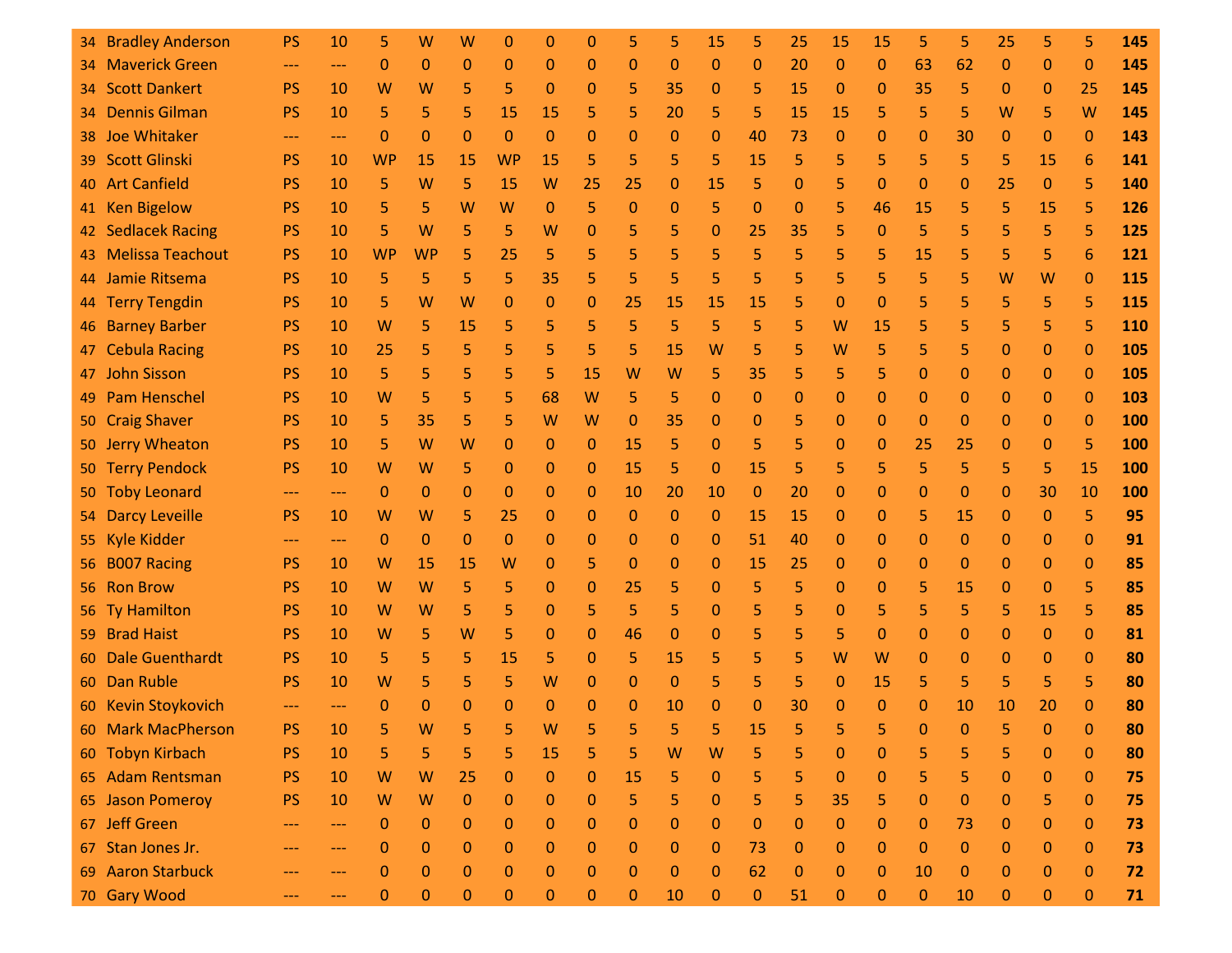| | | | | | | | | | | | | | | | | | | | | | | | |
|---|---|---|---|---|---|---|---|---|---|---|---|---|---|---|---|---|---|---|---|---|---|---|---|
| 34 | Bradley Anderson | PS | 10 | 5 | W | W | 0 | 0 | 0 | 5 | 5 | 15 | 5 | 25 | 15 | 15 | 5 | 5 | 25 | 5 | 5 | **145** |
| 34 | Maverick Green | --- | --- | 0 | 0 | 0 | 0 | 0 | 0 | 0 | 0 | 0 | 0 | 20 | 0 | 0 | 63 | 62 | 0 | 0 | 0 | **145** |
| 34 | Scott Dankert | PS | 10 | W | W | 5 | 5 | 0 | 0 | 5 | 35 | 0 | 5 | 15 | 0 | 0 | 35 | 5 | 0 | 0 | 25 | **145** |
| 34 | Dennis Gilman | PS | 10 | 5 | 5 | 5 | 15 | 15 | 5 | 5 | 20 | 5 | 5 | 15 | 15 | 5 | 5 | 5 | W | 5 | W | **145** |
| 38 | Joe Whitaker | --- | --- | 0 | 0 | 0 | 0 | 0 | 0 | 0 | 0 | 0 | 40 | 73 | 0 | 0 | 0 | 30 | 0 | 0 | 0 | **143** |
| 39 | Scott Glinski | PS | 10 | WP | 15 | 15 | WP | 15 | 5 | 5 | 5 | 5 | 15 | 5 | 5 | 5 | 5 | 5 | 5 | 15 | 6 | **141** |
| 40 | Art Canfield | PS | 10 | 5 | W | 5 | 15 | W | 25 | 25 | 0 | 15 | 5 | 0 | 5 | 0 | 0 | 0 | 25 | 0 | 5 | **140** |
| 41 | Ken Bigelow | PS | 10 | 5 | 5 | W | W | 0 | 5 | 0 | 0 | 5 | 0 | 0 | 5 | 46 | 15 | 5 | 5 | 15 | 5 | **126** |
| 42 | Sedlacek Racing | PS | 10 | 5 | W | 5 | 5 | W | 0 | 5 | 5 | 0 | 25 | 35 | 5 | 0 | 5 | 5 | 5 | 5 | 5 | **125** |
| 43 | Melissa Teachout | PS | 10 | WP | WP | 5 | 25 | 5 | 5 | 5 | 5 | 5 | 5 | 5 | 5 | 5 | 15 | 5 | 5 | 5 | 6 | **121** |
| 44 | Jamie Ritsema | PS | 10 | 5 | 5 | 5 | 5 | 35 | 5 | 5 | 5 | 5 | 5 | 5 | 5 | 5 | 5 | 5 | W | W | 0 | **115** |
| 44 | Terry Tengdin | PS | 10 | 5 | W | W | 0 | 0 | 0 | 25 | 15 | 15 | 15 | 5 | 0 | 0 | 5 | 5 | 5 | 5 | 5 | **115** |
| 46 | Barney Barber | PS | 10 | W | 5 | 15 | 5 | 5 | 5 | 5 | 5 | 5 | 5 | 5 | W | 15 | 5 | 5 | 5 | 5 | 5 | **110** |
| 47 | Cebula Racing | PS | 10 | 25 | 5 | 5 | 5 | 5 | 5 | 5 | 15 | W | 5 | 5 | W | 5 | 5 | 5 | 0 | 0 | 0 | **105** |
| 47 | John Sisson | PS | 10 | 5 | 5 | 5 | 5 | 5 | 15 | W | W | 5 | 35 | 5 | 5 | 5 | 0 | 0 | 0 | 0 | 0 | **105** |
| 49 | Pam Henschel | PS | 10 | W | 5 | 5 | 5 | 68 | W | 5 | 5 | 0 | 0 | 0 | 0 | 0 | 0 | 0 | 0 | 0 | 0 | **103** |
| 50 | Craig Shaver | PS | 10 | 5 | 35 | 5 | 5 | W | W | 0 | 35 | 0 | 0 | 5 | 0 | 0 | 0 | 0 | 0 | 0 | 0 | **100** |
| 50 | Jerry Wheaton | PS | 10 | 5 | W | W | 0 | 0 | 0 | 15 | 5 | 0 | 5 | 5 | 0 | 0 | 25 | 25 | 0 | 0 | 5 | **100** |
| 50 | Terry Pendock | PS | 10 | W | W | 5 | 0 | 0 | 0 | 15 | 5 | 0 | 15 | 5 | 5 | 5 | 5 | 5 | 5 | 5 | 15 | **100** |
| 50 | Toby Leonard | --- | --- | 0 | 0 | 0 | 0 | 0 | 0 | 10 | 20 | 10 | 0 | 20 | 0 | 0 | 0 | 0 | 0 | 30 | 10 | **100** |
| 54 | Darcy Leveille | PS | 10 | W | W | 5 | 25 | 0 | 0 | 0 | 0 | 0 | 15 | 15 | 0 | 0 | 5 | 15 | 0 | 0 | 5 | **95** |
| 55 | Kyle Kidder | --- | --- | 0 | 0 | 0 | 0 | 0 | 0 | 0 | 0 | 0 | 51 | 40 | 0 | 0 | 0 | 0 | 0 | 0 | 0 | **91** |
| 56 | B007 Racing | PS | 10 | W | 15 | 15 | W | 0 | 5 | 0 | 0 | 0 | 15 | 25 | 0 | 0 | 0 | 0 | 0 | 0 | 0 | **85** |
| 56 | Ron Brow | PS | 10 | W | W | 5 | 5 | 0 | 0 | 25 | 5 | 0 | 5 | 5 | 0 | 0 | 5 | 15 | 0 | 0 | 5 | **85** |
| 56 | Ty Hamilton | PS | 10 | W | W | 5 | 5 | 0 | 5 | 5 | 5 | 0 | 5 | 5 | 0 | 5 | 5 | 5 | 5 | 15 | 5 | **85** |
| 59 | Brad Haist | PS | 10 | W | 5 | W | 5 | 0 | 0 | 46 | 0 | 0 | 5 | 5 | 5 | 0 | 0 | 0 | 0 | 0 | 0 | **81** |
| 60 | Dale Guenthardt | PS | 10 | 5 | 5 | 5 | 15 | 5 | 0 | 5 | 15 | 5 | 5 | 5 | W | W | 0 | 0 | 0 | 0 | 0 | **80** |
| 60 | Dan Ruble | PS | 10 | W | 5 | 5 | 5 | W | 0 | 0 | 0 | 5 | 5 | 5 | 0 | 15 | 5 | 5 | 5 | 5 | 5 | **80** |
| 60 | Kevin Stoykovich | --- | --- | 0 | 0 | 0 | 0 | 0 | 0 | 0 | 10 | 0 | 0 | 30 | 0 | 0 | 0 | 10 | 10 | 20 | 0 | **80** |
| 60 | Mark MacPherson | PS | 10 | 5 | W | 5 | 5 | W | 5 | 5 | 5 | 5 | 15 | 5 | 5 | 5 | 0 | 0 | 5 | 0 | 0 | **80** |
| 60 | Tobyn Kirbach | PS | 10 | 5 | 5 | 5 | 5 | 15 | 5 | 5 | W | W | 5 | 5 | 0 | 0 | 5 | 5 | 5 | 0 | 0 | **80** |
| 65 | Adam Rentsman | PS | 10 | W | W | 25 | 0 | 0 | 0 | 15 | 5 | 0 | 5 | 5 | 0 | 0 | 5 | 5 | 0 | 0 | 0 | **75** |
| 65 | Jason Pomeroy | PS | 10 | W | W | 0 | 0 | 0 | 0 | 5 | 5 | 0 | 5 | 5 | 35 | 5 | 0 | 0 | 0 | 5 | 0 | **75** |
| 67 | Jeff Green | --- | --- | 0 | 0 | 0 | 0 | 0 | 0 | 0 | 0 | 0 | 0 | 0 | 0 | 0 | 0 | 73 | 0 | 0 | 0 | **73** |
| 67 | Stan Jones Jr. | --- | --- | 0 | 0 | 0 | 0 | 0 | 0 | 0 | 0 | 0 | 73 | 0 | 0 | 0 | 0 | 0 | 0 | 0 | 0 | **73** |
| 69 | Aaron Starbuck | --- | --- | 0 | 0 | 0 | 0 | 0 | 0 | 0 | 0 | 0 | 62 | 0 | 0 | 0 | 10 | 0 | 0 | 0 | 0 | **72** |
| 70 | Gary Wood | --- | --- | 0 | 0 | 0 | 0 | 0 | 0 | 0 | 10 | 0 | 0 | 51 | 0 | 0 | 0 | 10 | 0 | 0 | 0 | **71** |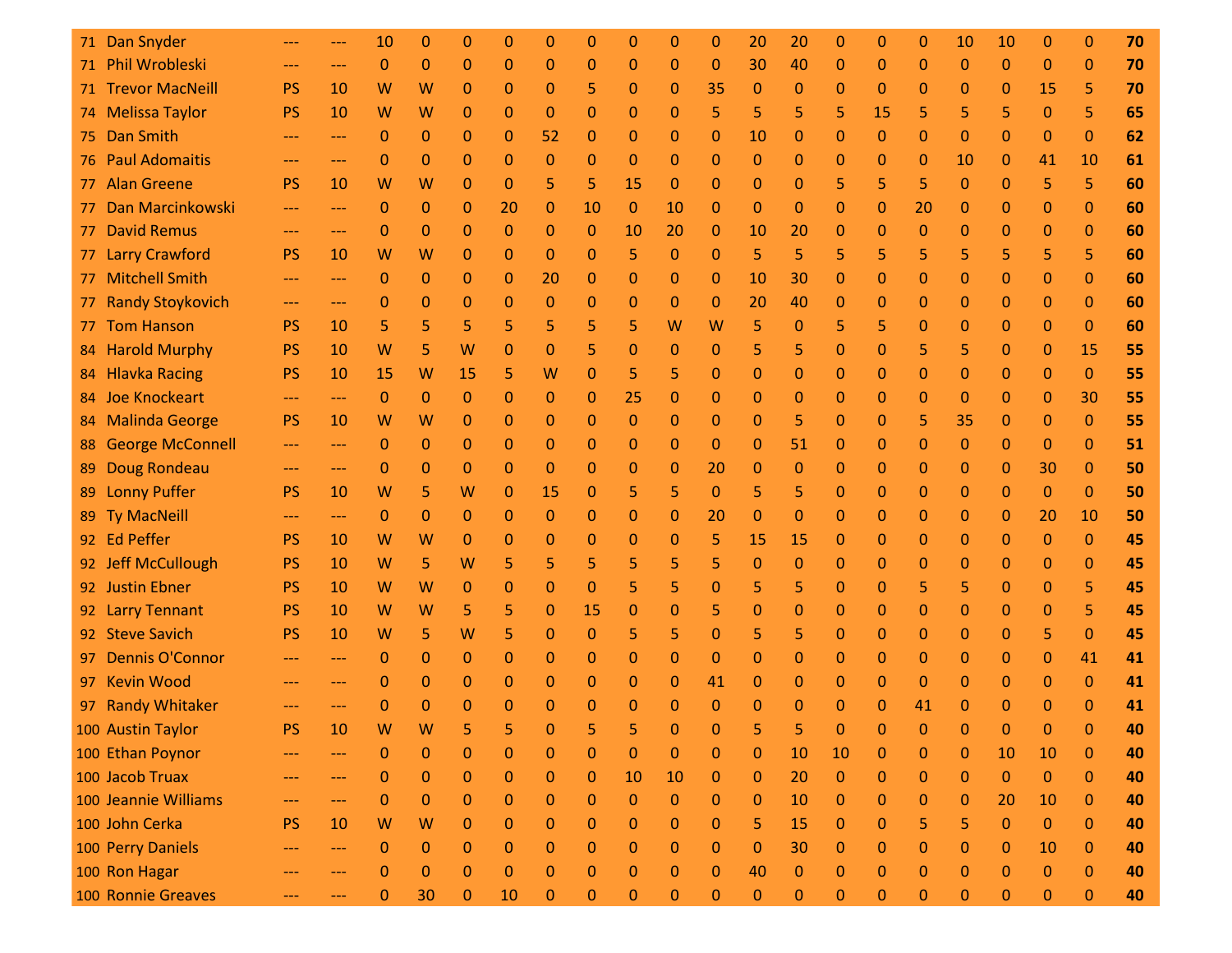| | | | | | | | | | | | | | | | | | | | | | | | |
|---|---|---|---|---|---|---|---|---|---|---|---|---|---|---|---|---|---|---|---|---|---|---|---|
| 71 | Dan Snyder | --- | --- | 10 | 0 | 0 | 0 | 0 | 0 | 0 | 0 | 0 | 20 | 20 | 0 | 0 | 0 | 10 | 10 | 0 | 0 | **70** |
| 71 | Phil Wrobleski | --- | --- | 0 | 0 | 0 | 0 | 0 | 0 | 0 | 0 | 0 | 30 | 40 | 0 | 0 | 0 | 0 | 0 | 0 | 0 | **70** |
| 71 | Trevor MacNeill | PS | 10 | W | W | 0 | 0 | 0 | 5 | 0 | 0 | 35 | 0 | 0 | 0 | 0 | 0 | 0 | 0 | 15 | 5 | **70** |
| 74 | Melissa Taylor | PS | 10 | W | W | 0 | 0 | 0 | 0 | 0 | 0 | 5 | 5 | 5 | 5 | 15 | 5 | 5 | 5 | 0 | 5 | **65** |
| 75 | Dan Smith | --- | --- | 0 | 0 | 0 | 0 | 52 | 0 | 0 | 0 | 0 | 10 | 0 | 0 | 0 | 0 | 0 | 0 | 0 | 0 | **62** |
| 76 | Paul Adomaitis | --- | --- | 0 | 0 | 0 | 0 | 0 | 0 | 0 | 0 | 0 | 0 | 0 | 0 | 0 | 0 | 10 | 0 | 41 | 10 | **61** |
| 77 | Alan Greene | PS | 10 | W | W | 0 | 0 | 5 | 5 | 15 | 0 | 0 | 0 | 0 | 5 | 5 | 5 | 0 | 0 | 5 | 5 | **60** |
| 77 | Dan Marcinkowski | --- | --- | 0 | 0 | 0 | 20 | 0 | 10 | 0 | 10 | 0 | 0 | 0 | 0 | 0 | 20 | 0 | 0 | 0 | 0 | **60** |
| 77 | David Remus | --- | --- | 0 | 0 | 0 | 0 | 0 | 0 | 10 | 20 | 0 | 10 | 20 | 0 | 0 | 0 | 0 | 0 | 0 | 0 | **60** |
| 77 | Larry Crawford | PS | 10 | W | W | 0 | 0 | 0 | 0 | 5 | 0 | 0 | 5 | 5 | 5 | 5 | 5 | 5 | 5 | 5 | 5 | **60** |
| 77 | Mitchell Smith | --- | --- | 0 | 0 | 0 | 0 | 20 | 0 | 0 | 0 | 0 | 10 | 30 | 0 | 0 | 0 | 0 | 0 | 0 | 0 | **60** |
| 77 | Randy Stoykovich | --- | --- | 0 | 0 | 0 | 0 | 0 | 0 | 0 | 0 | 0 | 20 | 40 | 0 | 0 | 0 | 0 | 0 | 0 | 0 | **60** |
| 77 | Tom Hanson | PS | 10 | 5 | 5 | 5 | 5 | 5 | 5 | 5 | W | W | 5 | 0 | 5 | 5 | 0 | 0 | 0 | 0 | 0 | **60** |
| 84 | Harold Murphy | PS | 10 | W | 5 | W | 0 | 0 | 5 | 0 | 0 | 0 | 5 | 5 | 0 | 0 | 5 | 5 | 0 | 0 | 15 | **55** |
| 84 | Hlavka Racing | PS | 10 | 15 | W | 15 | 5 | W | 0 | 5 | 5 | 0 | 0 | 0 | 0 | 0 | 0 | 0 | 0 | 0 | 0 | **55** |
| 84 | Joe Knockeart | --- | --- | 0 | 0 | 0 | 0 | 0 | 0 | 25 | 0 | 0 | 0 | 0 | 0 | 0 | 0 | 0 | 0 | 0 | 30 | **55** |
| 84 | Malinda George | PS | 10 | W | W | 0 | 0 | 0 | 0 | 0 | 0 | 0 | 0 | 5 | 0 | 0 | 5 | 35 | 0 | 0 | 0 | **55** |
| 88 | George McConnell | --- | --- | 0 | 0 | 0 | 0 | 0 | 0 | 0 | 0 | 0 | 0 | 51 | 0 | 0 | 0 | 0 | 0 | 0 | 0 | **51** |
| 89 | Doug Rondeau | --- | --- | 0 | 0 | 0 | 0 | 0 | 0 | 0 | 0 | 20 | 0 | 0 | 0 | 0 | 0 | 0 | 0 | 30 | 0 | **50** |
| 89 | Lonny Puffer | PS | 10 | W | 5 | W | 0 | 15 | 0 | 5 | 5 | 0 | 5 | 5 | 0 | 0 | 0 | 0 | 0 | 0 | 0 | **50** |
| 89 | Ty MacNeill | --- | --- | 0 | 0 | 0 | 0 | 0 | 0 | 0 | 0 | 20 | 0 | 0 | 0 | 0 | 0 | 0 | 0 | 20 | 10 | **50** |
| 92 | Ed Peffer | PS | 10 | W | W | 0 | 0 | 0 | 0 | 0 | 0 | 5 | 15 | 15 | 0 | 0 | 0 | 0 | 0 | 0 | 0 | **45** |
| 92 | Jeff McCullough | PS | 10 | W | 5 | W | 5 | 5 | 5 | 5 | 5 | 5 | 0 | 0 | 0 | 0 | 0 | 0 | 0 | 0 | 0 | **45** |
| 92 | Justin Ebner | PS | 10 | W | W | 0 | 0 | 0 | 0 | 5 | 5 | 0 | 5 | 5 | 0 | 0 | 5 | 5 | 0 | 0 | 5 | **45** |
| 92 | Larry Tennant | PS | 10 | W | W | 5 | 5 | 0 | 15 | 0 | 0 | 5 | 0 | 0 | 0 | 0 | 0 | 0 | 0 | 0 | 5 | **45** |
| 92 | Steve Savich | PS | 10 | W | 5 | W | 5 | 0 | 0 | 5 | 5 | 0 | 5 | 5 | 0 | 0 | 0 | 0 | 0 | 5 | 0 | **45** |
| 97 | Dennis O'Connor | --- | --- | 0 | 0 | 0 | 0 | 0 | 0 | 0 | 0 | 0 | 0 | 0 | 0 | 0 | 0 | 0 | 0 | 0 | 41 | **41** |
| 97 | Kevin Wood | --- | --- | 0 | 0 | 0 | 0 | 0 | 0 | 0 | 0 | 41 | 0 | 0 | 0 | 0 | 0 | 0 | 0 | 0 | 0 | **41** |
| 97 | Randy Whitaker | --- | --- | 0 | 0 | 0 | 0 | 0 | 0 | 0 | 0 | 0 | 0 | 0 | 0 | 0 | 41 | 0 | 0 | 0 | 0 | **41** |
| 100 | Austin Taylor | PS | 10 | W | W | 5 | 5 | 0 | 5 | 5 | 0 | 0 | 5 | 5 | 0 | 0 | 0 | 0 | 0 | 0 | 0 | **40** |
| 100 | Ethan Poynor | --- | --- | 0 | 0 | 0 | 0 | 0 | 0 | 0 | 0 | 0 | 0 | 10 | 10 | 0 | 0 | 0 | 10 | 10 | 0 | **40** |
| 100 | Jacob Truax | --- | --- | 0 | 0 | 0 | 0 | 0 | 0 | 10 | 10 | 0 | 0 | 20 | 0 | 0 | 0 | 0 | 0 | 0 | 0 | **40** |
| 100 | Jeannie Williams | --- | --- | 0 | 0 | 0 | 0 | 0 | 0 | 0 | 0 | 0 | 0 | 10 | 0 | 0 | 0 | 0 | 20 | 10 | 0 | **40** |
| 100 | John Cerka | PS | 10 | W | W | 0 | 0 | 0 | 0 | 0 | 0 | 0 | 5 | 15 | 0 | 0 | 5 | 5 | 0 | 0 | 0 | **40** |
| 100 | Perry Daniels | --- | --- | 0 | 0 | 0 | 0 | 0 | 0 | 0 | 0 | 0 | 0 | 30 | 0 | 0 | 0 | 0 | 0 | 10 | 0 | **40** |
| 100 | Ron Hagar | --- | --- | 0 | 0 | 0 | 0 | 0 | 0 | 0 | 0 | 0 | 40 | 0 | 0 | 0 | 0 | 0 | 0 | 0 | 0 | **40** |
| 100 | Ronnie Greaves | --- | --- | 0 | 30 | 0 | 10 | 0 | 0 | 0 | 0 | 0 | 0 | 0 | 0 | 0 | 0 | 0 | 0 | 0 | 0 | **40** |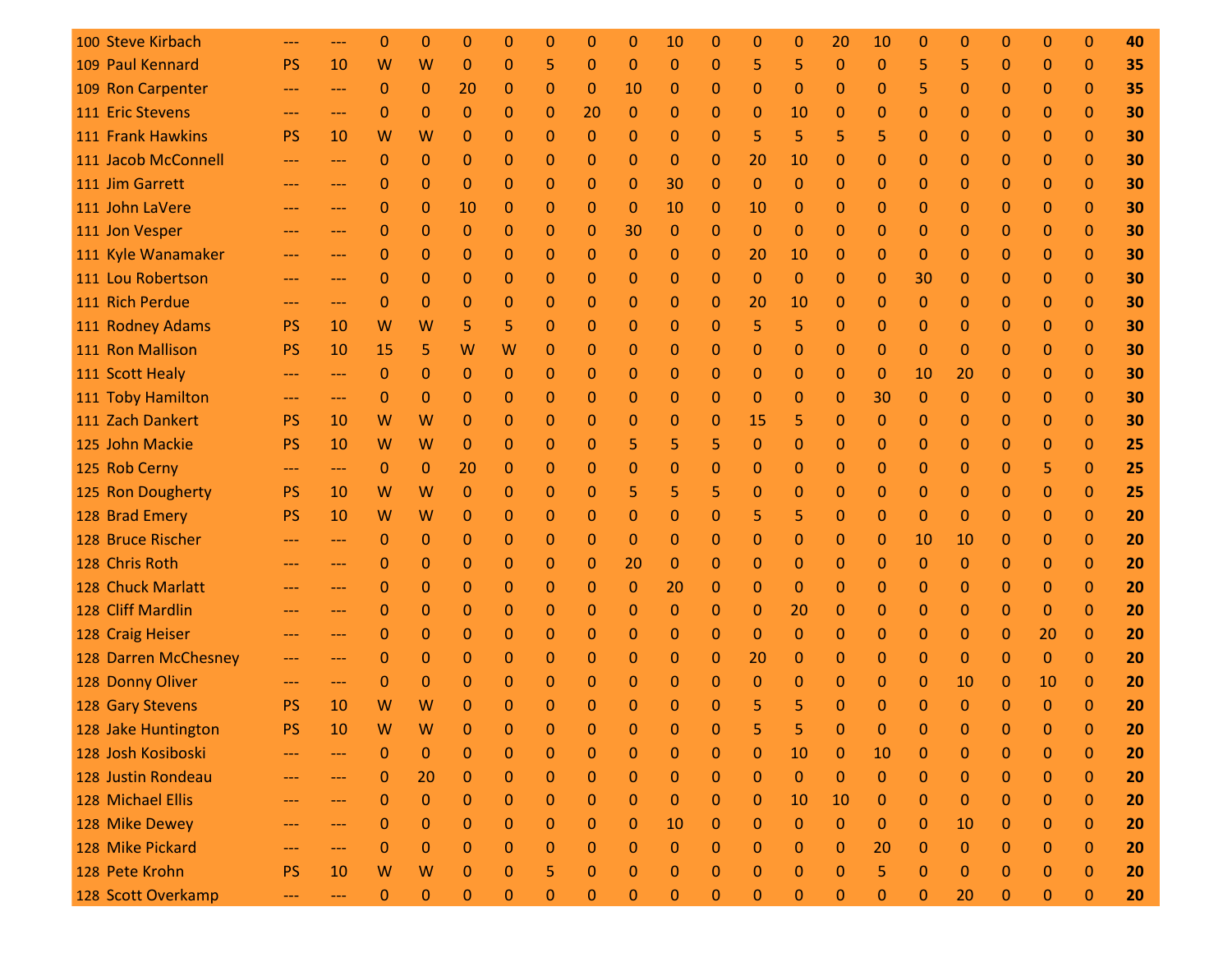| | | | | | | | | | | | | | | | | | | | | | | | |
|---|---|---|---|---|---|---|---|---|---|---|---|---|---|---|---|---|---|---|---|---|---|---|---|
| 100 | Steve Kirbach | --- | --- | 0 | 0 | 0 | 0 | 0 | 0 | 0 | 10 | 0 | 0 | 0 | 20 | 10 | 0 | 0 | 0 | 0 | 0 | **40** |
| 109 | Paul Kennard | PS | 10 | W | W | 0 | 0 | 5 | 0 | 0 | 0 | 0 | 5 | 5 | 0 | 0 | 5 | 5 | 0 | 0 | 0 | **35** |
| 109 | Ron Carpenter | --- | --- | 0 | 0 | 20 | 0 | 0 | 0 | 10 | 0 | 0 | 0 | 0 | 0 | 0 | 5 | 0 | 0 | 0 | 0 | **35** |
| 111 | Eric Stevens | --- | --- | 0 | 0 | 0 | 0 | 0 | 20 | 0 | 0 | 0 | 0 | 10 | 0 | 0 | 0 | 0 | 0 | 0 | 0 | **30** |
| 111 | Frank Hawkins | PS | 10 | W | W | 0 | 0 | 0 | 0 | 0 | 0 | 0 | 5 | 5 | 5 | 5 | 0 | 0 | 0 | 0 | 0 | **30** |
| 111 | Jacob McConnell | --- | --- | 0 | 0 | 0 | 0 | 0 | 0 | 0 | 0 | 0 | 20 | 10 | 0 | 0 | 0 | 0 | 0 | 0 | 0 | **30** |
| 111 | Jim Garrett | --- | --- | 0 | 0 | 0 | 0 | 0 | 0 | 0 | 30 | 0 | 0 | 0 | 0 | 0 | 0 | 0 | 0 | 0 | 0 | **30** |
| 111 | John LaVere | --- | --- | 0 | 0 | 10 | 0 | 0 | 0 | 0 | 10 | 0 | 10 | 0 | 0 | 0 | 0 | 0 | 0 | 0 | 0 | **30** |
| 111 | Jon Vesper | --- | --- | 0 | 0 | 0 | 0 | 0 | 0 | 30 | 0 | 0 | 0 | 0 | 0 | 0 | 0 | 0 | 0 | 0 | 0 | **30** |
| 111 | Kyle Wanamaker | --- | --- | 0 | 0 | 0 | 0 | 0 | 0 | 0 | 0 | 0 | 20 | 10 | 0 | 0 | 0 | 0 | 0 | 0 | 0 | **30** |
| 111 | Lou Robertson | --- | --- | 0 | 0 | 0 | 0 | 0 | 0 | 0 | 0 | 0 | 0 | 0 | 0 | 0 | 30 | 0 | 0 | 0 | 0 | **30** |
| 111 | Rich Perdue | --- | --- | 0 | 0 | 0 | 0 | 0 | 0 | 0 | 0 | 0 | 20 | 10 | 0 | 0 | 0 | 0 | 0 | 0 | 0 | **30** |
| 111 | Rodney Adams | PS | 10 | W | W | 5 | 5 | 0 | 0 | 0 | 0 | 0 | 5 | 5 | 0 | 0 | 0 | 0 | 0 | 0 | 0 | **30** |
| 111 | Ron Mallison | PS | 10 | 15 | 5 | W | W | 0 | 0 | 0 | 0 | 0 | 0 | 0 | 0 | 0 | 0 | 0 | 0 | 0 | 0 | **30** |
| 111 | Scott Healy | --- | --- | 0 | 0 | 0 | 0 | 0 | 0 | 0 | 0 | 0 | 0 | 0 | 0 | 0 | 10 | 20 | 0 | 0 | 0 | **30** |
| 111 | Toby Hamilton | --- | --- | 0 | 0 | 0 | 0 | 0 | 0 | 0 | 0 | 0 | 0 | 0 | 0 | 30 | 0 | 0 | 0 | 0 | 0 | **30** |
| 111 | Zach Dankert | PS | 10 | W | W | 0 | 0 | 0 | 0 | 0 | 0 | 0 | 15 | 5 | 0 | 0 | 0 | 0 | 0 | 0 | 0 | **30** |
| 125 | John Mackie | PS | 10 | W | W | 0 | 0 | 0 | 0 | 5 | 5 | 5 | 0 | 0 | 0 | 0 | 0 | 0 | 0 | 0 | 0 | **25** |
| 125 | Rob Cerny | --- | --- | 0 | 0 | 20 | 0 | 0 | 0 | 0 | 0 | 0 | 0 | 0 | 0 | 0 | 0 | 0 | 0 | 5 | 0 | **25** |
| 125 | Ron Dougherty | PS | 10 | W | W | 0 | 0 | 0 | 0 | 5 | 5 | 5 | 0 | 0 | 0 | 0 | 0 | 0 | 0 | 0 | 0 | **25** |
| 128 | Brad Emery | PS | 10 | W | W | 0 | 0 | 0 | 0 | 0 | 0 | 0 | 5 | 5 | 0 | 0 | 0 | 0 | 0 | 0 | 0 | **20** |
| 128 | Bruce Rischer | --- | --- | 0 | 0 | 0 | 0 | 0 | 0 | 0 | 0 | 0 | 0 | 0 | 0 | 0 | 10 | 10 | 0 | 0 | 0 | **20** |
| 128 | Chris Roth | --- | --- | 0 | 0 | 0 | 0 | 0 | 0 | 20 | 0 | 0 | 0 | 0 | 0 | 0 | 0 | 0 | 0 | 0 | 0 | **20** |
| 128 | Chuck Marlatt | --- | --- | 0 | 0 | 0 | 0 | 0 | 0 | 0 | 20 | 0 | 0 | 0 | 0 | 0 | 0 | 0 | 0 | 0 | 0 | **20** |
| 128 | Cliff Mardlin | --- | --- | 0 | 0 | 0 | 0 | 0 | 0 | 0 | 0 | 0 | 0 | 20 | 0 | 0 | 0 | 0 | 0 | 0 | 0 | **20** |
| 128 | Craig Heiser | --- | --- | 0 | 0 | 0 | 0 | 0 | 0 | 0 | 0 | 0 | 0 | 0 | 0 | 0 | 0 | 0 | 0 | 20 | 0 | **20** |
| 128 | Darren McChesney | --- | --- | 0 | 0 | 0 | 0 | 0 | 0 | 0 | 0 | 0 | 20 | 0 | 0 | 0 | 0 | 0 | 0 | 0 | 0 | **20** |
| 128 | Donny Oliver | --- | --- | 0 | 0 | 0 | 0 | 0 | 0 | 0 | 0 | 0 | 0 | 0 | 0 | 0 | 0 | 10 | 0 | 10 | 0 | **20** |
| 128 | Gary Stevens | PS | 10 | W | W | 0 | 0 | 0 | 0 | 0 | 0 | 0 | 5 | 5 | 0 | 0 | 0 | 0 | 0 | 0 | 0 | **20** |
| 128 | Jake Huntington | PS | 10 | W | W | 0 | 0 | 0 | 0 | 0 | 0 | 0 | 5 | 5 | 0 | 0 | 0 | 0 | 0 | 0 | 0 | **20** |
| 128 | Josh Kosiboski | --- | --- | 0 | 0 | 0 | 0 | 0 | 0 | 0 | 0 | 0 | 0 | 10 | 0 | 10 | 0 | 0 | 0 | 0 | 0 | **20** |
| 128 | Justin Rondeau | --- | --- | 0 | 20 | 0 | 0 | 0 | 0 | 0 | 0 | 0 | 0 | 0 | 0 | 0 | 0 | 0 | 0 | 0 | 0 | **20** |
| 128 | Michael Ellis | --- | --- | 0 | 0 | 0 | 0 | 0 | 0 | 0 | 0 | 0 | 0 | 10 | 10 | 0 | 0 | 0 | 0 | 0 | 0 | **20** |
| 128 | Mike Dewey | --- | --- | 0 | 0 | 0 | 0 | 0 | 0 | 0 | 10 | 0 | 0 | 0 | 0 | 0 | 0 | 10 | 0 | 0 | 0 | **20** |
| 128 | Mike Pickard | --- | --- | 0 | 0 | 0 | 0 | 0 | 0 | 0 | 0 | 0 | 0 | 0 | 0 | 20 | 0 | 0 | 0 | 0 | 0 | **20** |
| 128 | Pete Krohn | PS | 10 | W | W | 0 | 0 | 5 | 0 | 0 | 0 | 0 | 0 | 0 | 0 | 5 | 0 | 0 | 0 | 0 | 0 | **20** |
| 128 | Scott Overkamp | --- | --- | 0 | 0 | 0 | 0 | 0 | 0 | 0 | 0 | 0 | 0 | 0 | 0 | 0 | 0 | 20 | 0 | 0 | 0 | **20** |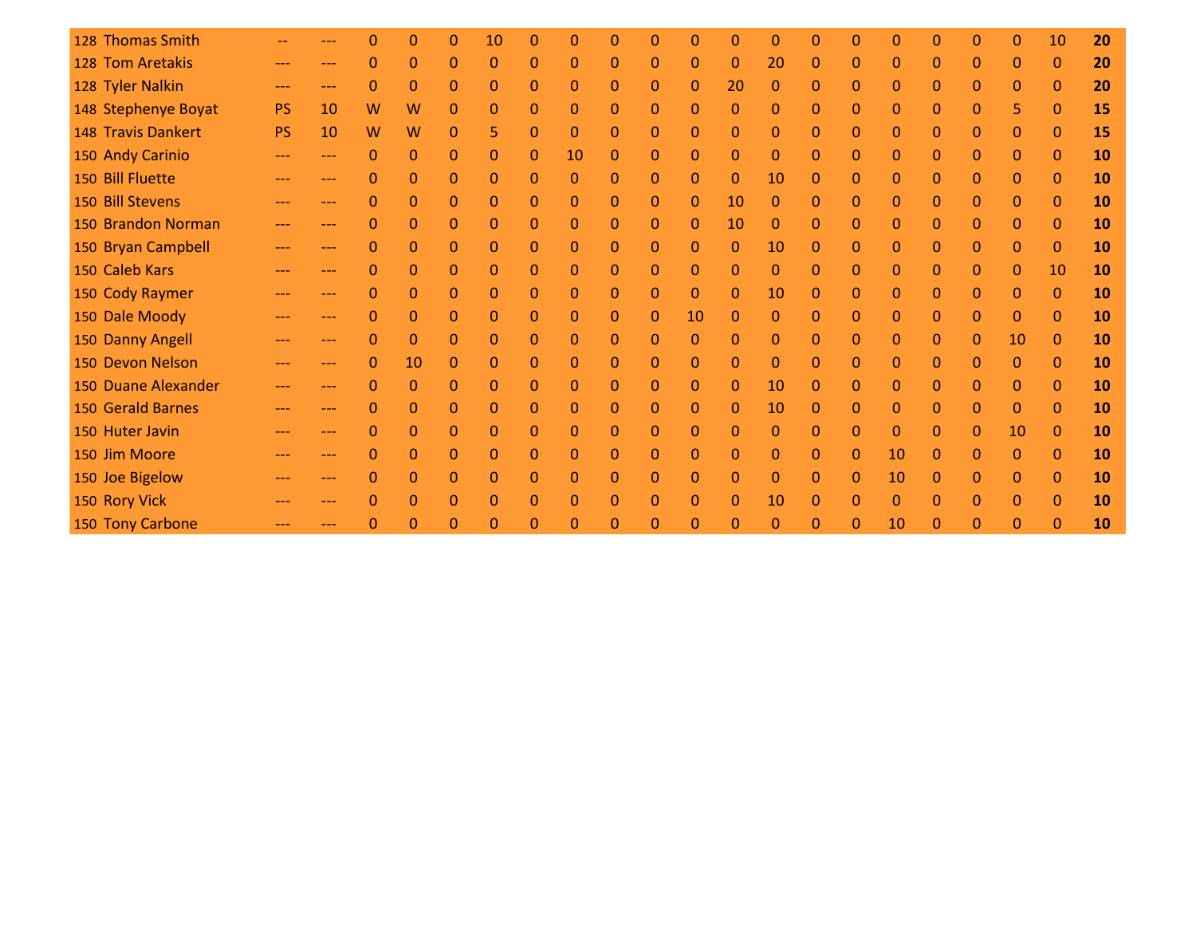| | | | | | | | | | | | | | | | | | | | | | | |
|---|---|---|---|---|---|---|---|---|---|---|---|---|---|---|---|---|---|---|---|---|---|---|
| 128 | Thomas Smith | -- | --- | 0 | 0 | 0 | 10 | 0 | 0 | 0 | 0 | 0 | 0 | 0 | 0 | 0 | 0 | 0 | 0 | 0 | 10 | **20** |
| 128 | Tom Aretakis | --- | --- | 0 | 0 | 0 | 0 | 0 | 0 | 0 | 0 | 0 | 0 | 20 | 0 | 0 | 0 | 0 | 0 | 0 | 0 | **20** |
| 128 | Tyler Nalkin | --- | --- | 0 | 0 | 0 | 0 | 0 | 0 | 0 | 0 | 0 | 20 | 0 | 0 | 0 | 0 | 0 | 0 | 0 | 0 | **20** |
| 148 | Stephenye Boyat | PS | 10 | W | W | 0 | 0 | 0 | 0 | 0 | 0 | 0 | 0 | 0 | 0 | 0 | 0 | 0 | 0 | 5 | 0 | **15** |
| 148 | Travis Dankert | PS | 10 | W | W | 0 | 5 | 0 | 0 | 0 | 0 | 0 | 0 | 0 | 0 | 0 | 0 | 0 | 0 | 0 | 0 | **15** |
| 150 | Andy Carinio | --- | --- | 0 | 0 | 0 | 0 | 0 | 10 | 0 | 0 | 0 | 0 | 0 | 0 | 0 | 0 | 0 | 0 | 0 | 0 | **10** |
| 150 | Bill Fluette | --- | --- | 0 | 0 | 0 | 0 | 0 | 0 | 0 | 0 | 0 | 0 | 10 | 0 | 0 | 0 | 0 | 0 | 0 | 0 | **10** |
| 150 | Bill Stevens | --- | --- | 0 | 0 | 0 | 0 | 0 | 0 | 0 | 0 | 0 | 10 | 0 | 0 | 0 | 0 | 0 | 0 | 0 | 0 | **10** |
| 150 | Brandon Norman | --- | --- | 0 | 0 | 0 | 0 | 0 | 0 | 0 | 0 | 0 | 10 | 0 | 0 | 0 | 0 | 0 | 0 | 0 | 0 | **10** |
| 150 | Bryan Campbell | --- | --- | 0 | 0 | 0 | 0 | 0 | 0 | 0 | 0 | 0 | 0 | 10 | 0 | 0 | 0 | 0 | 0 | 0 | 0 | **10** |
| 150 | Caleb Kars | --- | --- | 0 | 0 | 0 | 0 | 0 | 0 | 0 | 0 | 0 | 0 | 0 | 0 | 0 | 0 | 0 | 0 | 0 | 10 | **10** |
| 150 | Cody Raymer | --- | --- | 0 | 0 | 0 | 0 | 0 | 0 | 0 | 0 | 0 | 0 | 10 | 0 | 0 | 0 | 0 | 0 | 0 | 0 | **10** |
| 150 | Dale Moody | --- | --- | 0 | 0 | 0 | 0 | 0 | 0 | 0 | 0 | 10 | 0 | 0 | 0 | 0 | 0 | 0 | 0 | 0 | 0 | **10** |
| 150 | Danny Angell | --- | --- | 0 | 0 | 0 | 0 | 0 | 0 | 0 | 0 | 0 | 0 | 0 | 0 | 0 | 0 | 0 | 0 | 10 | 0 | **10** |
| 150 | Devon Nelson | --- | --- | 0 | 10 | 0 | 0 | 0 | 0 | 0 | 0 | 0 | 0 | 0 | 0 | 0 | 0 | 0 | 0 | 0 | 0 | **10** |
| 150 | Duane Alexander | --- | --- | 0 | 0 | 0 | 0 | 0 | 0 | 0 | 0 | 0 | 0 | 10 | 0 | 0 | 0 | 0 | 0 | 0 | 0 | **10** |
| 150 | Gerald Barnes | --- | --- | 0 | 0 | 0 | 0 | 0 | 0 | 0 | 0 | 0 | 0 | 10 | 0 | 0 | 0 | 0 | 0 | 0 | 0 | **10** |
| 150 | Huter Javin | --- | --- | 0 | 0 | 0 | 0 | 0 | 0 | 0 | 0 | 0 | 0 | 0 | 0 | 0 | 0 | 0 | 0 | 10 | 0 | **10** |
| 150 | Jim Moore | --- | --- | 0 | 0 | 0 | 0 | 0 | 0 | 0 | 0 | 0 | 0 | 0 | 0 | 0 | 10 | 0 | 0 | 0 | 0 | **10** |
| 150 | Joe Bigelow | --- | --- | 0 | 0 | 0 | 0 | 0 | 0 | 0 | 0 | 0 | 0 | 0 | 0 | 0 | 10 | 0 | 0 | 0 | 0 | **10** |
| 150 | Rory Vick | --- | --- | 0 | 0 | 0 | 0 | 0 | 0 | 0 | 0 | 0 | 0 | 10 | 0 | 0 | 0 | 0 | 0 | 0 | 0 | **10** |
| 150 | Tony Carbone | --- | --- | 0 | 0 | 0 | 0 | 0 | 0 | 0 | 0 | 0 | 0 | 0 | 0 | 0 | 10 | 0 | 0 | 0 | 0 | **10** |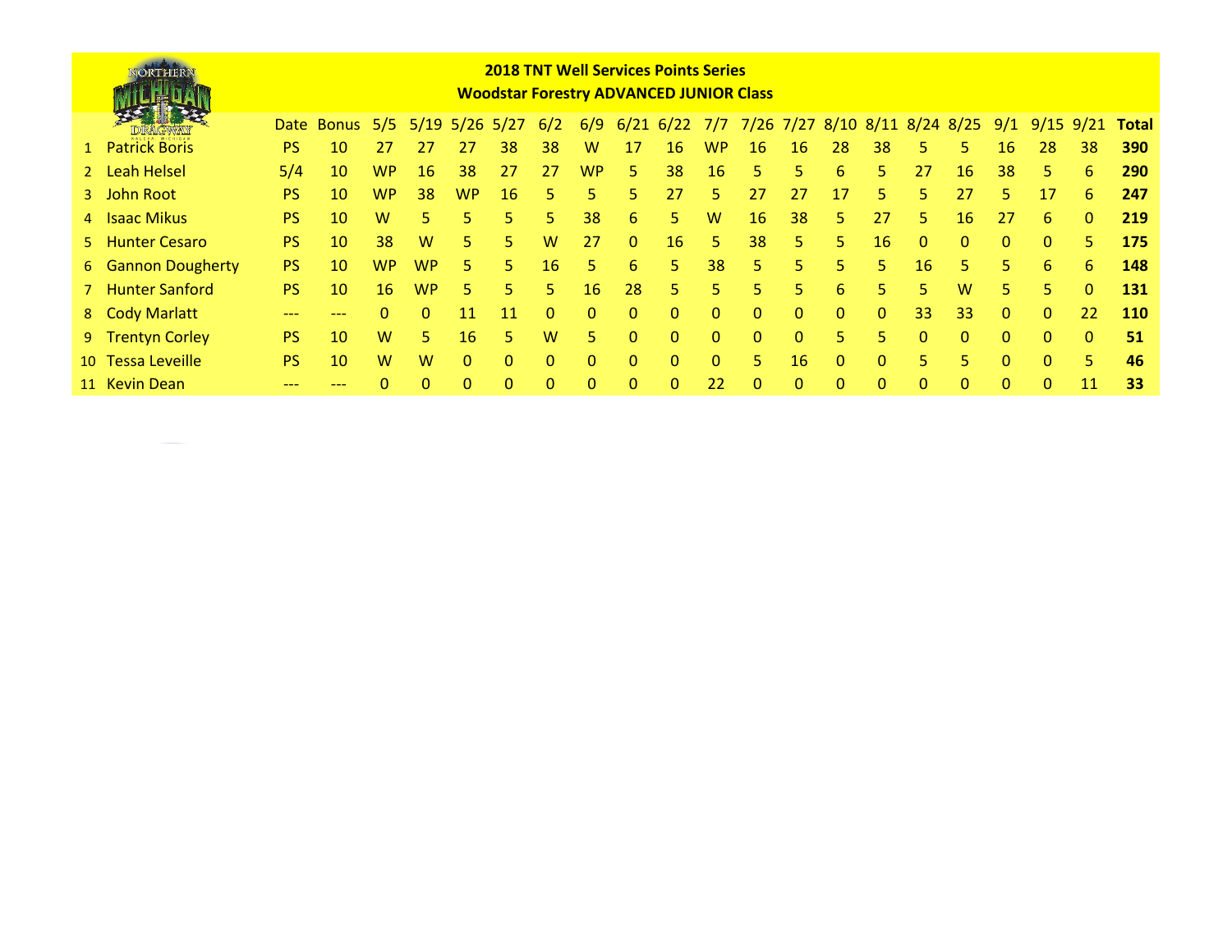**2018 TNT Well Services Points Series**
**Woodstar Forestry ADVANCED JUNIOR Class**

| | | Date | Bonus | 5/5 | 5/19 | 5/26 | 5/27 | 6/2 | 6/9 | 6/21 | 6/22 | 7/7 | 7/26 | 7/27 | 8/10 | 8/11 | 8/24 | 8/25 | 9/1 | 9/15 | 9/21 | Total |
|---|---|---|---|---|---|---|---|---|---|---|---|---|---|---|---|---|---|---|---|---|---|---|
| 1 | Patrick Boris | PS | 10 | 27 | 27 | 27 | 38 | 38 | W | 17 | 16 | WP | 16 | 16 | 28 | 38 | 5 | 5 | 16 | 28 | 38 | **390** |
| 2 | Leah Helsel | 5/4 | 10 | WP | 16 | 38 | 27 | 27 | WP | 5 | 38 | 16 | 5 | 5 | 6 | 5 | 27 | 16 | 38 | 5 | 6 | **290** |
| 3 | John Root | PS | 10 | WP | 38 | WP | 16 | 5 | 5 | 5 | 27 | 5 | 27 | 27 | 17 | 5 | 5 | 27 | 5 | 17 | 6 | **247** |
| 4 | Isaac Mikus | PS | 10 | W | 5 | 5 | 5 | 5 | 38 | 6 | 5 | W | 16 | 38 | 5 | 27 | 5 | 16 | 27 | 6 | 0 | **219** |
| 5 | Hunter Cesaro | PS | 10 | 38 | W | 5 | 5 | W | 27 | 0 | 16 | 5 | 38 | 5 | 5 | 16 | 0 | 0 | 0 | 0 | 5 | **175** |
| 6 | Gannon Dougherty | PS | 10 | WP | WP | 5 | 5 | 16 | 5 | 6 | 5 | 38 | 5 | 5 | 5 | 5 | 16 | 5 | 5 | 6 | 6 | **148** |
| 7 | Hunter Sanford | PS | 10 | 16 | WP | 5 | 5 | 5 | 16 | 28 | 5 | 5 | 5 | 5 | 6 | 5 | 5 | W | 5 | 5 | 0 | **131** |
| 8 | Cody Marlatt | --- | --- | 0 | 0 | 11 | 11 | 0 | 0 | 0 | 0 | 0 | 0 | 0 | 0 | 0 | 33 | 33 | 0 | 0 | 22 | **110** |
| 9 | Trentyn Corley | PS | 10 | W | 5 | 16 | 5 | W | 5 | 0 | 0 | 0 | 0 | 0 | 5 | 5 | 0 | 0 | 0 | 0 | 0 | **51** |
| 10 | Tessa Leveille | PS | 10 | W | W | 0 | 0 | 0 | 0 | 0 | 0 | 0 | 5 | 16 | 0 | 0 | 5 | 5 | 0 | 0 | 5 | **46** |
| 11 | Kevin Dean | --- | --- | 0 | 0 | 0 | 0 | 0 | 0 | 0 | 0 | 22 | 0 | 0 | 0 | 0 | 0 | 0 | 0 | 0 | 11 | **33** |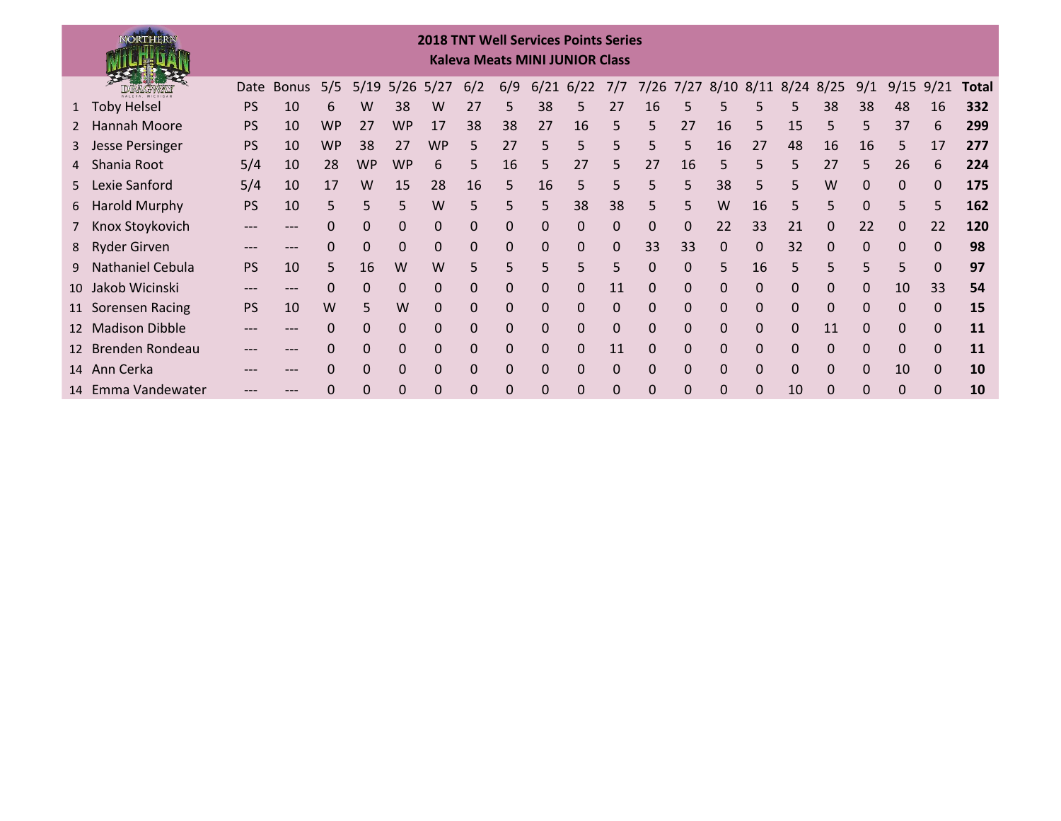**2018 TNT Well Services Points Series**
**Kaleva Meats MINI JUNIOR Class**

| | | Date | Bonus | 5/5 | 5/19 | 5/26 | 5/27 | 6/2 | 6/9 | 6/21 | 6/22 | 7/7 | 7/26 | 7/27 | 8/10 | 8/11 | 8/24 | 8/25 | 9/1 | 9/15 | 9/21 | Total |
|---|---|---|---|---|---|---|---|---|---|---|---|---|---|---|---|---|---|---|---|---|---|---|
| 1 | Toby Helsel | PS | 10 | 6 | W | 38 | W | 27 | 5 | 38 | 5 | 27 | 16 | 5 | 5 | 5 | 5 | 38 | 38 | 48 | 16 | **332** |
| 2 | Hannah Moore | PS | 10 | WP | 27 | WP | 17 | 38 | 38 | 27 | 16 | 5 | 5 | 27 | 16 | 5 | 15 | 5 | 5 | 37 | 6 | **299** |
| 3 | Jesse Persinger | PS | 10 | WP | 38 | 27 | WP | 5 | 27 | 5 | 5 | 5 | 5 | 5 | 16 | 27 | 48 | 16 | 16 | 5 | 17 | **277** |
| 4 | Shania Root | 5/4 | 10 | 28 | WP | WP | 6 | 5 | 16 | 5 | 27 | 5 | 27 | 16 | 5 | 5 | 5 | 27 | 5 | 26 | 6 | **224** |
| 5 | Lexie Sanford | 5/4 | 10 | 17 | W | 15 | 28 | 16 | 5 | 16 | 5 | 5 | 5 | 5 | 38 | 5 | 5 | W | 0 | 0 | 0 | **175** |
| 6 | Harold Murphy | PS | 10 | 5 | 5 | 5 | W | 5 | 5 | 5 | 38 | 38 | 5 | 5 | W | 16 | 5 | 5 | 0 | 5 | 5 | **162** |
| 7 | Knox Stoykovich | --- | --- | 0 | 0 | 0 | 0 | 0 | 0 | 0 | 0 | 0 | 0 | 0 | 22 | 33 | 21 | 0 | 22 | 0 | 22 | **120** |
| 8 | Ryder Girven | --- | --- | 0 | 0 | 0 | 0 | 0 | 0 | 0 | 0 | 0 | 33 | 33 | 0 | 0 | 32 | 0 | 0 | 0 | 0 | **98** |
| 9 | Nathaniel Cebula | PS | 10 | 5 | 16 | W | W | 5 | 5 | 5 | 5 | 5 | 0 | 0 | 5 | 16 | 5 | 5 | 5 | 5 | 0 | **97** |
| 10 | Jakob Wicinski | --- | --- | 0 | 0 | 0 | 0 | 0 | 0 | 0 | 0 | 11 | 0 | 0 | 0 | 0 | 0 | 0 | 0 | 10 | 33 | **54** |
| 11 | Sorensen Racing | PS | 10 | W | 5 | W | 0 | 0 | 0 | 0 | 0 | 0 | 0 | 0 | 0 | 0 | 0 | 0 | 0 | 0 | 0 | **15** |
| 12 | Madison Dibble | --- | --- | 0 | 0 | 0 | 0 | 0 | 0 | 0 | 0 | 0 | 0 | 0 | 0 | 0 | 0 | 11 | 0 | 0 | 0 | **11** |
| 12 | Brenden Rondeau | --- | --- | 0 | 0 | 0 | 0 | 0 | 0 | 0 | 0 | 11 | 0 | 0 | 0 | 0 | 0 | 0 | 0 | 0 | 0 | **11** |
| 14 | Ann Cerka | --- | --- | 0 | 0 | 0 | 0 | 0 | 0 | 0 | 0 | 0 | 0 | 0 | 0 | 0 | 0 | 0 | 0 | 10 | 0 | **10** |
| 14 | Emma Vandewater | --- | --- | 0 | 0 | 0 | 0 | 0 | 0 | 0 | 0 | 0 | 0 | 0 | 0 | 0 | 10 | 0 | 0 | 0 | 0 | **10** |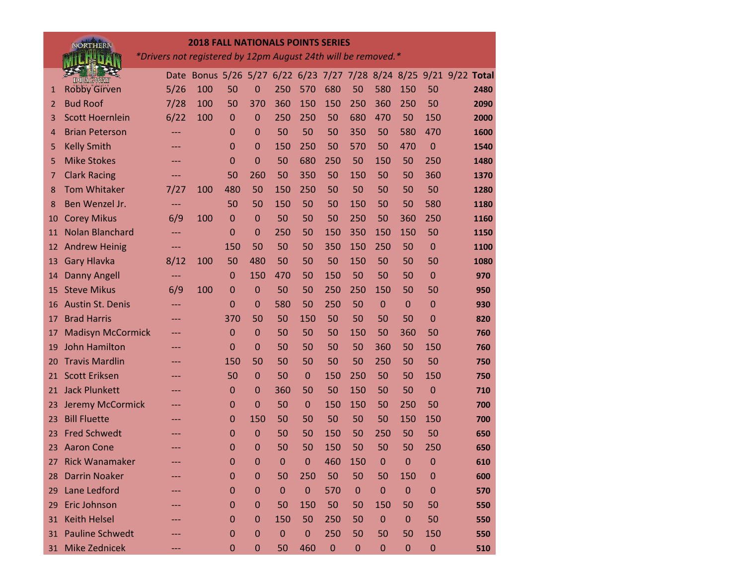**2018 FALL NATIONALS POINTS SERIES**

*\*Drivers not registered by 12pm August 24th will be removed.\**

| | | Date | Bonus | 5/26 | 5/27 | 6/22 | 6/23 | 7/27 | 7/28 | 8/24 | 8/25 | 9/21 | 9/22 | Total |
|---|---|---|---|---|---|---|---|---|---|---|---|---|---|---|
| 1 | Robby Girven | 5/26 | 100 | 50 | 0 | 250 | 570 | 680 | 50 | 580 | 150 | 50 | | **2480** |
| 2 | Bud Roof | 7/28 | 100 | 50 | 370 | 360 | 150 | 150 | 250 | 360 | 250 | 50 | | **2090** |
| 3 | Scott Hoernlein | 6/22 | 100 | 0 | 0 | 250 | 250 | 50 | 680 | 470 | 50 | 150 | | **2000** |
| 4 | Brian Peterson | --- | | 0 | 0 | 50 | 50 | 50 | 350 | 50 | 580 | 470 | | **1600** |
| 5 | Kelly Smith | --- | | 0 | 0 | 150 | 250 | 50 | 570 | 50 | 470 | 0 | | **1540** |
| 5 | Mike Stokes | --- | | 0 | 0 | 50 | 680 | 250 | 50 | 150 | 50 | 250 | | **1480** |
| 7 | Clark Racing | --- | | 50 | 260 | 50 | 350 | 50 | 150 | 50 | 50 | 360 | | **1370** |
| 8 | Tom Whitaker | 7/27 | 100 | 480 | 50 | 150 | 250 | 50 | 50 | 50 | 50 | 50 | | **1280** |
| 8 | Ben Wenzel Jr. | --- | | 50 | 50 | 150 | 50 | 50 | 150 | 50 | 50 | 580 | | **1180** |
| 10 | Corey Mikus | 6/9 | 100 | 0 | 0 | 50 | 50 | 50 | 250 | 50 | 360 | 250 | | **1160** |
| 11 | Nolan Blanchard | --- | | 0 | 0 | 250 | 50 | 150 | 350 | 150 | 150 | 50 | | **1150** |
| 12 | Andrew Heinig | --- | | 150 | 50 | 50 | 50 | 350 | 150 | 250 | 50 | 0 | | **1100** |
| 13 | Gary Hlavka | 8/12 | 100 | 50 | 480 | 50 | 50 | 50 | 150 | 50 | 50 | 50 | | **1080** |
| 14 | Danny Angell | --- | | 0 | 150 | 470 | 50 | 150 | 50 | 50 | 50 | 0 | | **970** |
| 15 | Steve Mikus | 6/9 | 100 | 0 | 0 | 50 | 50 | 250 | 250 | 150 | 50 | 50 | | **950** |
| 16 | Austin St. Denis | --- | | 0 | 0 | 580 | 50 | 250 | 50 | 0 | 0 | 0 | | **930** |
| 17 | Brad Harris | --- | | 370 | 50 | 50 | 150 | 50 | 50 | 50 | 50 | 0 | | **820** |
| 17 | Madisyn McCormick | --- | | 0 | 0 | 50 | 50 | 50 | 150 | 50 | 360 | 50 | | **760** |
| 19 | John Hamilton | --- | | 0 | 0 | 50 | 50 | 50 | 50 | 360 | 50 | 150 | | **760** |
| 20 | Travis Mardlin | --- | | 150 | 50 | 50 | 50 | 50 | 50 | 250 | 50 | 50 | | **750** |
| 21 | Scott Eriksen | --- | | 50 | 0 | 50 | 0 | 150 | 250 | 50 | 50 | 150 | | **750** |
| 21 | Jack Plunkett | --- | | 0 | 0 | 360 | 50 | 50 | 150 | 50 | 50 | 0 | | **710** |
| 23 | Jeremy McCormick | --- | | 0 | 0 | 50 | 0 | 150 | 150 | 50 | 250 | 50 | | **700** |
| 23 | Bill Fluette | --- | | 0 | 150 | 50 | 50 | 50 | 50 | 50 | 150 | 150 | | **700** |
| 23 | Fred Schwedt | --- | | 0 | 0 | 50 | 50 | 150 | 50 | 250 | 50 | 50 | | **650** |
| 23 | Aaron Cone | --- | | 0 | 0 | 50 | 50 | 150 | 50 | 50 | 50 | 250 | | **650** |
| 27 | Rick Wanamaker | --- | | 0 | 0 | 0 | 0 | 460 | 150 | 0 | 0 | 0 | | **610** |
| 28 | Darrin Noaker | --- | | 0 | 0 | 50 | 250 | 50 | 50 | 50 | 150 | 0 | | **600** |
| 29 | Lane Ledford | --- | | 0 | 0 | 0 | 0 | 570 | 0 | 0 | 0 | 0 | | **570** |
| 29 | Eric Johnson | --- | | 0 | 0 | 50 | 150 | 50 | 50 | 150 | 50 | 50 | | **550** |
| 31 | Keith Helsel | --- | | 0 | 0 | 150 | 50 | 250 | 50 | 0 | 0 | 50 | | **550** |
| 31 | Pauline Schwedt | --- | | 0 | 0 | 0 | 0 | 250 | 50 | 50 | 50 | 150 | | **550** |
| 31 | Mike Zednicek | --- | | 0 | 0 | 50 | 460 | 0 | 0 | 0 | 0 | 0 | | **510** |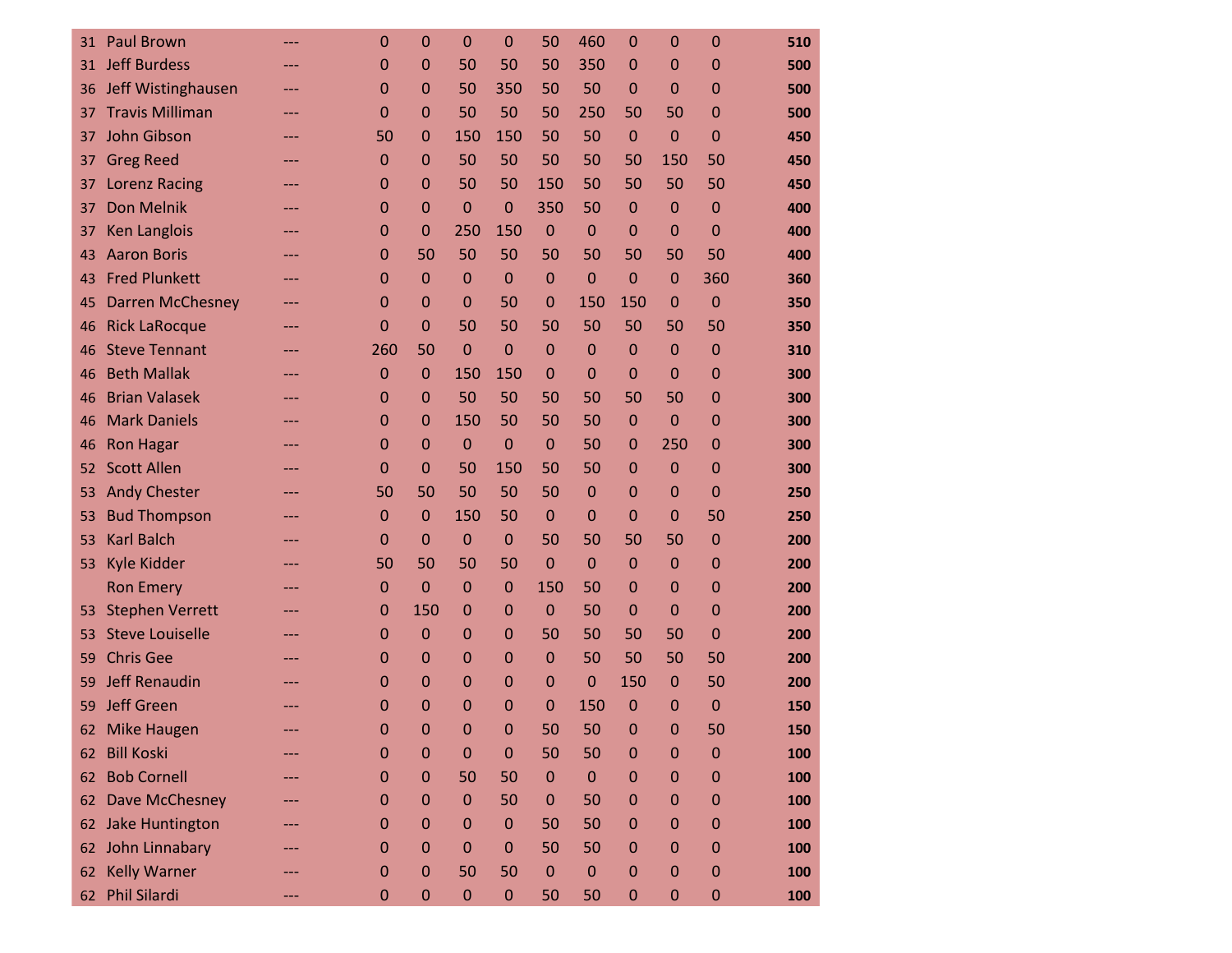| | | | | | | | | | | | | |
|---|---|---|---|---|---|---|---|---|---|---|---|---|
| 31 | Paul Brown | --- | 0 | 0 | 0 | 0 | 50 | 460 | 0 | 0 | 0 | **510** |
| 31 | Jeff Burdess | --- | 0 | 0 | 50 | 50 | 50 | 350 | 0 | 0 | 0 | **500** |
| 36 | Jeff Wistinghausen | --- | 0 | 0 | 50 | 350 | 50 | 50 | 0 | 0 | 0 | **500** |
| 37 | Travis Milliman | --- | 0 | 0 | 50 | 50 | 50 | 250 | 50 | 50 | 0 | **500** |
| 37 | John Gibson | --- | 50 | 0 | 150 | 150 | 50 | 50 | 0 | 0 | 0 | **450** |
| 37 | Greg Reed | --- | 0 | 0 | 50 | 50 | 50 | 50 | 50 | 150 | 50 | **450** |
| 37 | Lorenz Racing | --- | 0 | 0 | 50 | 50 | 150 | 50 | 50 | 50 | 50 | **450** |
| 37 | Don Melnik | --- | 0 | 0 | 0 | 0 | 350 | 50 | 0 | 0 | 0 | **400** |
| 37 | Ken Langlois | --- | 0 | 0 | 250 | 150 | 0 | 0 | 0 | 0 | 0 | **400** |
| 43 | Aaron Boris | --- | 0 | 50 | 50 | 50 | 50 | 50 | 50 | 50 | 50 | **400** |
| 43 | Fred Plunkett | --- | 0 | 0 | 0 | 0 | 0 | 0 | 0 | 0 | 360 | **360** |
| 45 | Darren McChesney | --- | 0 | 0 | 0 | 50 | 0 | 150 | 150 | 0 | 0 | **350** |
| 46 | Rick LaRocque | --- | 0 | 0 | 50 | 50 | 50 | 50 | 50 | 50 | 50 | **350** |
| 46 | Steve Tennant | --- | 260 | 50 | 0 | 0 | 0 | 0 | 0 | 0 | 0 | **310** |
| 46 | Beth Mallak | --- | 0 | 0 | 150 | 150 | 0 | 0 | 0 | 0 | 0 | **300** |
| 46 | Brian Valasek | --- | 0 | 0 | 50 | 50 | 50 | 50 | 50 | 50 | 0 | **300** |
| 46 | Mark Daniels | --- | 0 | 0 | 150 | 50 | 50 | 50 | 0 | 0 | 0 | **300** |
| 46 | Ron Hagar | --- | 0 | 0 | 0 | 0 | 0 | 50 | 0 | 250 | 0 | **300** |
| 52 | Scott Allen | --- | 0 | 0 | 50 | 150 | 50 | 50 | 0 | 0 | 0 | **300** |
| 53 | Andy Chester | --- | 50 | 50 | 50 | 50 | 50 | 0 | 0 | 0 | 0 | **250** |
| 53 | Bud Thompson | --- | 0 | 0 | 150 | 50 | 0 | 0 | 0 | 0 | 50 | **250** |
| 53 | Karl Balch | --- | 0 | 0 | 0 | 0 | 50 | 50 | 50 | 50 | 0 | **200** |
| 53 | Kyle Kidder | --- | 50 | 50 | 50 | 50 | 0 | 0 | 0 | 0 | 0 | **200** |
| | Ron Emery | --- | 0 | 0 | 0 | 0 | 150 | 50 | 0 | 0 | 0 | **200** |
| 53 | Stephen Verrett | --- | 0 | 150 | 0 | 0 | 0 | 50 | 0 | 0 | 0 | **200** |
| 53 | Steve Louiselle | --- | 0 | 0 | 0 | 0 | 50 | 50 | 50 | 50 | 0 | **200** |
| 59 | Chris Gee | --- | 0 | 0 | 0 | 0 | 0 | 50 | 50 | 50 | 50 | **200** |
| 59 | Jeff Renaudin | --- | 0 | 0 | 0 | 0 | 0 | 0 | 150 | 0 | 50 | **200** |
| 59 | Jeff Green | --- | 0 | 0 | 0 | 0 | 0 | 150 | 0 | 0 | 0 | **150** |
| 62 | Mike Haugen | --- | 0 | 0 | 0 | 0 | 50 | 50 | 0 | 0 | 50 | **150** |
| 62 | Bill Koski | --- | 0 | 0 | 0 | 0 | 50 | 50 | 0 | 0 | 0 | **100** |
| 62 | Bob Cornell | --- | 0 | 0 | 50 | 50 | 0 | 0 | 0 | 0 | 0 | **100** |
| 62 | Dave McChesney | --- | 0 | 0 | 0 | 50 | 0 | 50 | 0 | 0 | 0 | **100** |
| 62 | Jake Huntington | --- | 0 | 0 | 0 | 0 | 50 | 50 | 0 | 0 | 0 | **100** |
| 62 | John Linnabary | --- | 0 | 0 | 0 | 0 | 50 | 50 | 0 | 0 | 0 | **100** |
| 62 | Kelly Warner | --- | 0 | 0 | 50 | 50 | 0 | 0 | 0 | 0 | 0 | **100** |
| 62 | Phil Silardi | --- | 0 | 0 | 0 | 0 | 50 | 50 | 0 | 0 | 0 | **100** |